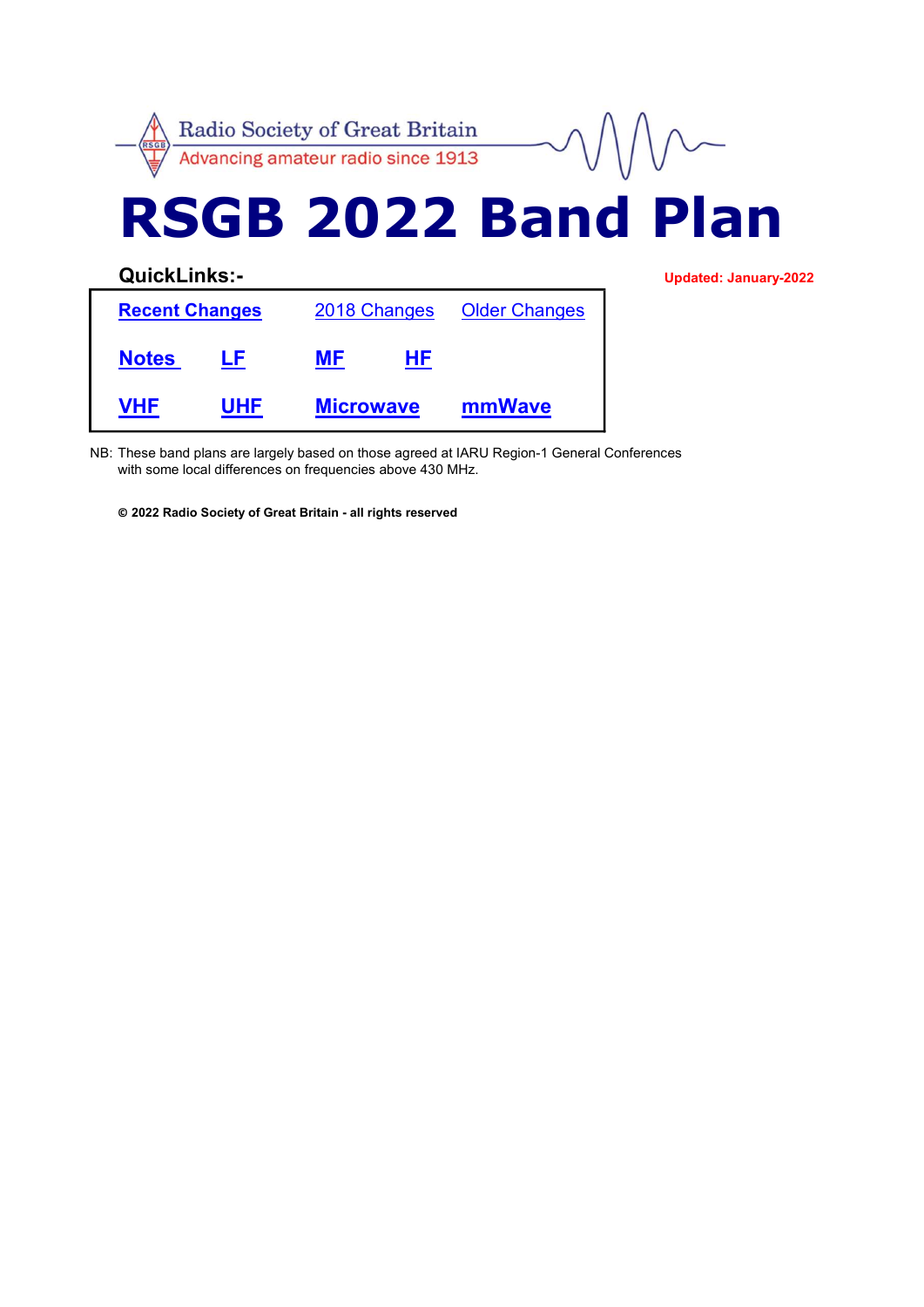Radio Society of Great Britain
Advancing amateur radio since 1913

# RSGB 2022 Band Plan

**QuickLinks:-**

**Updated: January-2022**

| | | | |
|---|---|---|---|
| **Recent Changes** | | 2018 Changes | Older Changes |
| **Notes** | **LF** | **MF** | **HF** |
| **VHF** | **UHF** | **Microwave** | **mmWave** |

NB: These band plans are largely based on those agreed at IARU Region-1 General Conferences with some local differences on frequencies above 430 MHz.

**© 2022 Radio Society of Great Britain - all rights reserved**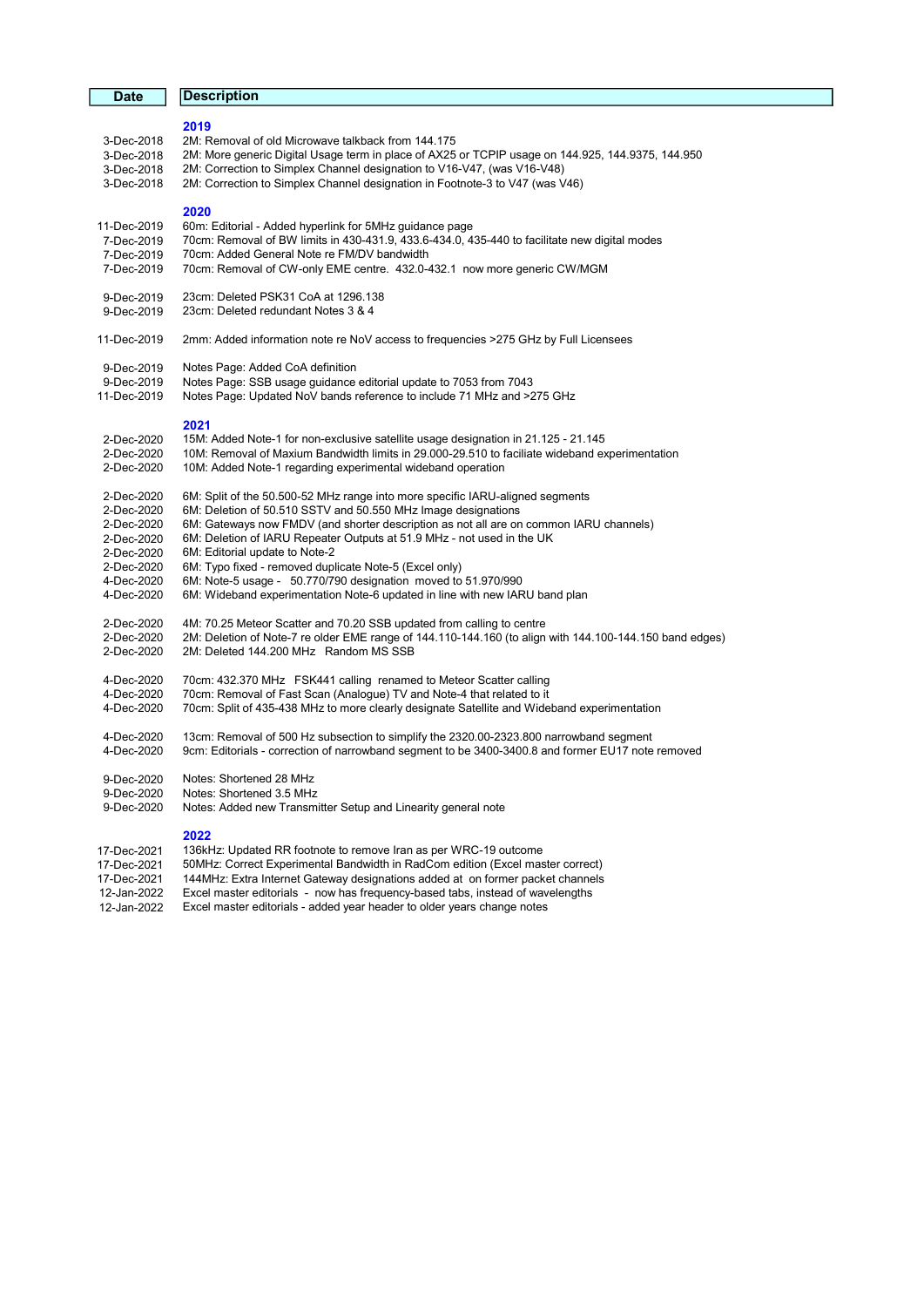| Date | Description |
|---|---|
| | **2019** |
| 3-Dec-2018 | 2M: Removal of old Microwave talkback from 144.175 |
| 3-Dec-2018 | 2M: More generic Digital Usage term in place of AX25 or TCPIP usage on 144.925, 144.9375, 144.950 |
| 3-Dec-2018 | 2M: Correction to Simplex Channel designation to V16-V47, (was V16-V48) |
| 3-Dec-2018 | 2M: Correction to Simplex Channel designation in Footnote-3 to V47 (was V46) |
| | **2020** |
| 11-Dec-2019 | 60m: Editorial - Added hyperlink for 5MHz guidance page |
| 7-Dec-2019 | 70cm: Removal of BW limits in 430-431.9, 433.6-434.0, 435-440 to facilitate new digital modes |
| 7-Dec-2019 | 70cm: Added General Note re FM/DV bandwidth |
| 7-Dec-2019 | 70cm: Removal of CW-only EME centre. 432.0-432.1 now more generic CW/MGM |
| 9-Dec-2019 | 23cm: Deleted PSK31 CoA at 1296.138 |
| 9-Dec-2019 | 23cm: Deleted redundant Notes 3 & 4 |
| 11-Dec-2019 | 2mm: Added information note re NoV access to frequencies >275 GHz by Full Licensees |
| 9-Dec-2019 | Notes Page: Added CoA definition |
| 9-Dec-2019 | Notes Page: SSB usage guidance editorial update to 7053 from 7043 |
| 11-Dec-2019 | Notes Page: Updated NoV bands reference to include 71 MHz and >275 GHz |
| | **2021** |
| 2-Dec-2020 | 15M: Added Note-1 for non-exclusive satellite usage designation in 21.125 - 21.145 |
| 2-Dec-2020 | 10M: Removal of Maxium Bandwidth limits in 29.000-29.510 to faciliate wideband experimentation |
| 2-Dec-2020 | 10M: Added Note-1 regarding experimental wideband operation |
| 2-Dec-2020 | 6M: Split of the 50.500-52 MHz range into more specific IARU-aligned segments |
| 2-Dec-2020 | 6M: Deletion of 50.510 SSTV and 50.550 MHz Image designations |
| 2-Dec-2020 | 6M: Gateways now FMDV (and shorter description as not all are on common IARU channels) |
| 2-Dec-2020 | 6M: Deletion of IARU Repeater Outputs at 51.9 MHz - not used in the UK |
| 2-Dec-2020 | 6M: Editorial update to Note-2 |
| 2-Dec-2020 | 6M: Typo fixed - removed duplicate Note-5 (Excel only) |
| 4-Dec-2020 | 6M: Note-5 usage - 50.770/790 designation moved to 51.970/990 |
| 4-Dec-2020 | 6M: Wideband experimentation Note-6 updated in line with new IARU band plan |
| 2-Dec-2020 | 4M: 70.25 Meteor Scatter and 70.20 SSB updated from calling to centre |
| 2-Dec-2020 | 2M: Deletion of Note-7 re older EME range of 144.110-144.160 (to align with 144.100-144.150 band edges) |
| 2-Dec-2020 | 2M: Deleted 144.200 MHz Random MS SSB |
| 4-Dec-2020 | 70cm: 432.370 MHz FSK441 calling renamed to Meteor Scatter calling |
| 4-Dec-2020 | 70cm: Removal of Fast Scan (Analogue) TV and Note-4 that related to it |
| 4-Dec-2020 | 70cm: Split of 435-438 MHz to more clearly designate Satellite and Wideband experimentation |
| 4-Dec-2020 | 13cm: Removal of 500 Hz subsection to simplify the 2320.00-2323.800 narrowband segment |
| 4-Dec-2020 | 9cm: Editorials - correction of narrowband segment to be 3400-3400.8 and former EU17 note removed |
| 9-Dec-2020 | Notes: Shortened 28 MHz |
| 9-Dec-2020 | Notes: Shortened 3.5 MHz |
| 9-Dec-2020 | Notes: Added new Transmitter Setup and Linearity general note |
| | **2022** |
| 17-Dec-2021 | 136kHz: Updated RR footnote to remove Iran as per WRC-19 outcome |
| 17-Dec-2021 | 50MHz: Correct Experimental Bandwidth in RadCom edition (Excel master correct) |
| 17-Dec-2021 | 144MHz: Extra Internet Gateway designations added at on former packet channels |
| 12-Jan-2022 | Excel master editorials - now has frequency-based tabs, instead of wavelengths |
| 12-Jan-2022 | Excel master editorials - added year header to older years change notes |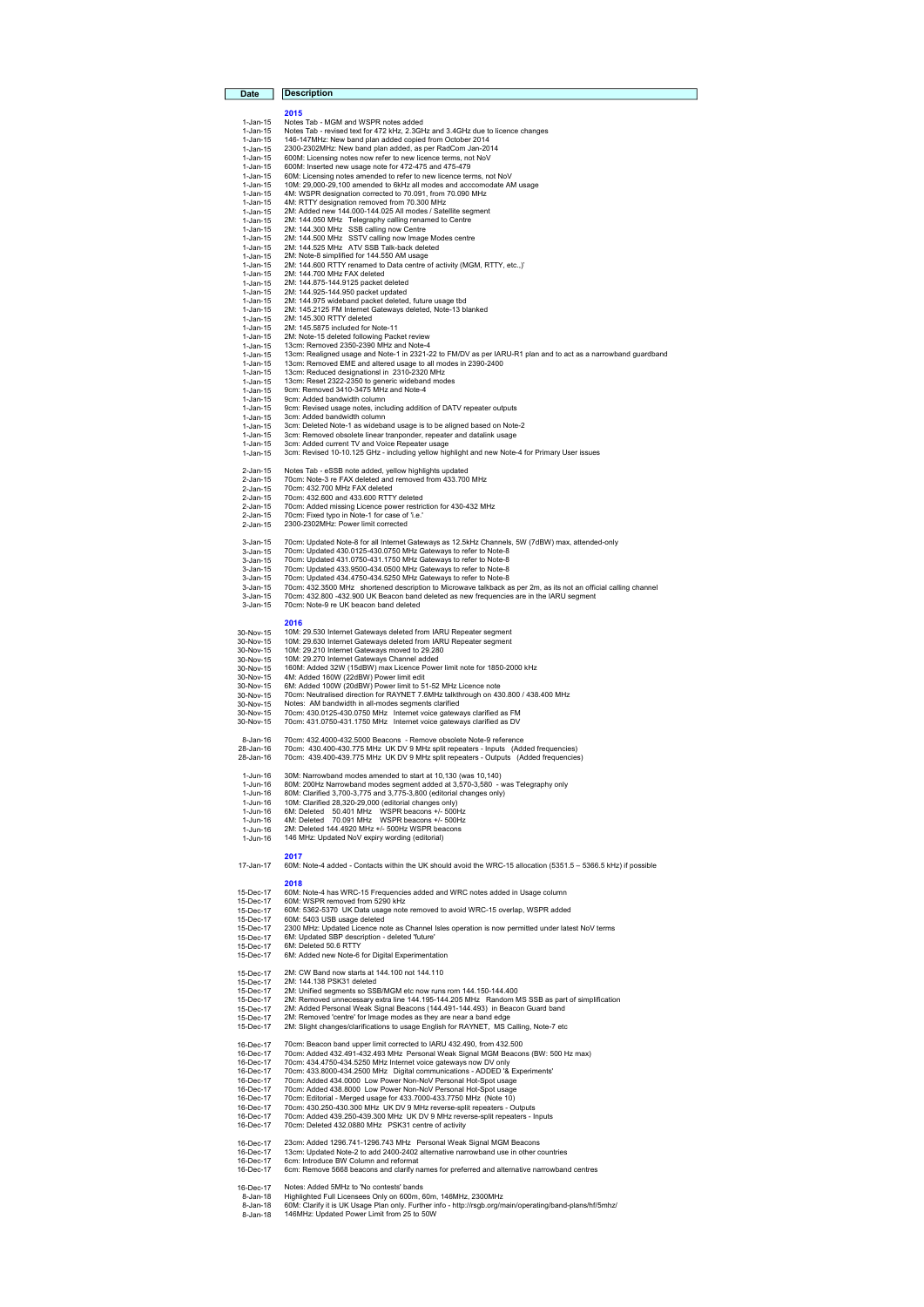| Date | Description |
|---|---|
| | **2015** |
| 1-Jan-15 | Notes Tab - MGM and WSPR notes added |
| 1-Jan-15 | Notes Tab - revised text for 472 kHz, 2.3GHz and 3.4GHz due to licence changes |
| 1-Jan-15 | 146-147MHz: New band plan added copied from October 2014 |
| 1-Jan-15 | 2300-2302MHz: New band plan added, as per RadCom Jan-2014 |
| 1-Jan-15 | 600M: Licensing notes now refer to new licence terms, not NoV |
| 1-Jan-15 | 600M: Inserted new usage note for 472-475 and 475-479 |
| 1-Jan-15 | 60M: Licensing notes amended to refer to new licence terms, not NoV |
| 1-Jan-15 | 10M: 29,000-29,100 amended to 6kHz all modes and acccomodate AM usage |
| 1-Jan-15 | 4M: WSPR designation corrected to 70.091, from 70.090 MHz |
| 1-Jan-15 | 4M: RTTY designation removed from 70.300 MHz |
| 1-Jan-15 | 2M: Added new 144.000-144.025 All modes / Satellite segment |
| 1-Jan-15 | 2M: 144.050 MHz Telegraphy calling renamed to Centre |
| 1-Jan-15 | 2M: 144.300 MHz SSB calling now Centre |
| 1-Jan-15 | 2M: 144.500 MHz SSTV calling now Image Modes centre |
| 1-Jan-15 | 2M: 144.525 MHz ATV SSB Talk-back deleted |
| 1-Jan-15 | 2M: Note-8 simplified for 144.550 AM usage |
| 1-Jan-15 | 2M: 144.600 RTTY renamed to Data centre of activity (MGM, RTTY, etc..)' |
| 1-Jan-15 | 2M: 144.700 MHz FAX deleted |
| 1-Jan-15 | 2M: 144.875-144.9125 packet deleted |
| 1-Jan-15 | 2M: 144.925-144.950 packet updated |
| 1-Jan-15 | 2M: 144.975 wideband packet deleted, future usage tbd |
| 1-Jan-15 | 2M: 145.2125 FM Internet Gateways deleted, Note-13 blanked |
| 1-Jan-15 | 2M: 145.300 RTTY deleted |
| 1-Jan-15 | 2M: 145.5875 included for Note-11 |
| 1-Jan-15 | 2M: Note-15 deleted following Packet review |
| 1-Jan-15 | 13cm: Removed 2350-2390 MHz and Note-4 |
| 1-Jan-15 | 13cm: Realigned usage and Note-1 in 2321-22 to FM/DV as per IARU-R1 plan and to act as a narrowband guardband |
| 1-Jan-15 | 13cm: Removed EME and altered usage to all modes in 2390-2400 |
| 1-Jan-15 | 13cm: Reduced designationsl in 2310-2320 MHz |
| 1-Jan-15 | 13cm: Reset 2322-2350 to generic wideband modes |
| 1-Jan-15 | 9cm: Removed 3410-3475 MHz and Note-4 |
| 1-Jan-15 | 9cm: Added bandwidth column |
| 1-Jan-15 | 9cm: Revised usage notes, including addition of DATV repeater outputs |
| 1-Jan-15 | 3cm: Added bandwidth column |
| 1-Jan-15 | 3cm: Deleted Note-1 as wideband usage is to be aligned based on Note-2 |
| 1-Jan-15 | 3cm: Removed obsolete linear tranponder, repeater and datalink usage |
| 1-Jan-15 | 3cm: Added current TV and Voice Repeater usage |
| 1-Jan-15 | 3cm: Revised 10-10.125 GHz - including yellow highlight and new Note-4 for Primary User issues |
| | |
| 2-Jan-15 | Notes Tab - eSSB note added, yellow highlights updated |
| 2-Jan-15 | 70cm: Note-3 re FAX deleted and removed from 433.700 MHz |
| 2-Jan-15 | 70cm: 432.700 MHz FAX deleted |
| 2-Jan-15 | 70cm: 432.600 and 433.600 RTTY deleted |
| 2-Jan-15 | 70cm: Added missing Licence power restriction for 430-432 MHz |
| 2-Jan-15 | 70cm: Fixed typo in Note-1 for case of 'i.e.' |
| 2-Jan-15 | 2300-2302MHz: Power limit corrected |
| | |
| 3-Jan-15 | 70cm: Updated Note-8 for all Internet Gateways as 12.5kHz Channels, 5W (7dBW) max, attended-only |
| 3-Jan-15 | 70cm: Updated 430.0125-430.0750 MHz Gateways to refer to Note-8 |
| 3-Jan-15 | 70cm: Updated 431.0750-431.1750 MHz Gateways to refer to Note-8 |
| 3-Jan-15 | 70cm: Updated 433.9500-434.0500 MHz Gateways to refer to Note-8 |
| 3-Jan-15 | 70cm: Updated 434.4750-434.5250 MHz Gateways to refer to Note-8 |
| 3-Jan-15 | 70cm: 432.3500 MHz shortened description to Microwave talkback as per 2m, as its not an official calling channel |
| 3-Jan-15 | 70cm: 432.800 -432.900 UK Beacon band deleted as new frequencies are in the IARU segment |
| 3-Jan-15 | 70cm: Note-9 re UK beacon band deleted |
| | **2016** |
| 30-Nov-15 | 10M: 29.530 Internet Gateways deleted from IARU Repeater segment |
| 30-Nov-15 | 10M: 29.630 Internet Gateways deleted from IARU Repeater segment |
| 30-Nov-15 | 10M: 29.210 Internet Gateways moved to 29.280 |
| 30-Nov-15 | 10M: 29.270 Internet Gateways Channel added |
| 30-Nov-15 | 160M: Added 32W (15dBW) max Licence Power limit note for 1850-2000 kHz |
| 30-Nov-15 | 4M: Added 160W (22dBW) Power limit edit |
| 30-Nov-15 | 6M: Added 100W (20dBW) Power limit to 51-52 MHz Licence note |
| 30-Nov-15 | 70cm: Neutralised direction for RAYNET 7.6MHz talkthrough on 430.800 / 438.400 MHz |
| 30-Nov-15 | Notes: AM bandwidth in all-modes segments clarified |
| 30-Nov-15 | 70cm: 430.0125-430.0750 MHz Internet voice gateways clarified as FM |
| 30-Nov-15 | 70cm: 431.0750-431.1750 MHz Internet voice gateways clarified as DV |
| | |
| 8-Jan-16 | 70cm: 432.4000-432.5000 Beacons - Remove obsolete Note-9 reference |
| 28-Jan-16 | 70cm: 430.400-430.775 MHz UK DV 9 MHz split repeaters - Inputs (Added frequencies) |
| 28-Jan-16 | 70cm: 439.400-439.775 MHz UK DV 9 MHz split repeaters - Outputs (Added frequencies) |
| | |
| 1-Jun-16 | 30M: Narrowband modes amended to start at 10,130 (was 10,140) |
| 1-Jun-16 | 80M: 200Hz Narrowband modes segment added at 3,570-3,580 - was Telegraphy only |
| 1-Jun-16 | 80M: Clarified 3,700-3,775 and 3,775-3,800 (editorial changes only) |
| 1-Jun-16 | 10M: Clarified 28,320-29,000 (editorial changes only) |
| 1-Jun-16 | 6M: Deleted 50.401 MHz WSPR beacons +/- 500Hz |
| 1-Jun-16 | 4M: Deleted 70.091 MHz WSPR beacons +/- 500Hz |
| 1-Jun-16 | 2M: Deleted 144.4920 MHz +/- 500Hz WSPR beacons |
| 1-Jun-16 | 146 MHz: Updated NoV expiry wording (editorial) |
| | **2017** |
| 17-Jan-17 | 60M: Note-4 added - Contacts within the UK should avoid the WRC-15 allocation (5351.5 – 5366.5 kHz) if possible |
| | **2018** |
| 15-Dec-17 | 60M: Note-4 has WRC-15 Frequencies added and WRC notes added in Usage column |
| 15-Dec-17 | 60M: WSPR removed from 5290 kHz |
| 15-Dec-17 | 60M: 5362-5370 UK Data usage note removed to avoid WRC-15 overlap, WSPR added |
| 15-Dec-17 | 60M: 5403 USB usage deleted |
| 15-Dec-17 | 2300 MHz: Updated Licence note as Channel Isles operation is now permitted under latest NoV terms |
| 15-Dec-17 | 6M: Updated SBP description - deleted 'future' |
| 15-Dec-17 | 6M: Deleted 50.6 RTTY |
| 15-Dec-17 | 6M: Added new Note-6 for Digital Experimentation |
| | |
| 15-Dec-17 | 2M: CW Band now starts at 144.100 not 144.110 |
| 15-Dec-17 | 2M: 144.138 PSK31 deleted |
| 15-Dec-17 | 2M: Unified segments so SSB/MGM etc now runs rom 144.150-144.400 |
| 15-Dec-17 | 2M: Removed unnecessary extra line 144.195-144.205 MHz Random MS SSB as part of simplification |
| 15-Dec-17 | 2M: Added Personal Weak Signal Beacons (144.491-144.493) in Beacon Guard band |
| 15-Dec-17 | 2M: Removed 'centre' for Image modes as they are near a band edge |
| 15-Dec-17 | 2M: Slight changes/clarifications to usage English for RAYNET, MS Calling, Note-7 etc |
| | |
| 16-Dec-17 | 70cm: Beacon band upper limit corrected to IARU 432.490, from 432.500 |
| 16-Dec-17 | 70cm: Added 432.491-432.493 MHz Personal Weak Signal MGM Beacons (BW: 500 Hz max) |
| 16-Dec-17 | 70cm: 434.4750-434.5250 MHz Internet voice gateways now DV only |
| 16-Dec-17 | 70cm: 433.8000-434.2500 MHz Digital communications - ADDED '& Experiments' |
| 16-Dec-17 | 70cm: Added 434.0000 Low Power Non-NoV Personal Hot-Spot usage |
| 16-Dec-17 | 70cm: Added 438.8000 Low Power Non-NoV Personal Hot-Spot usage |
| 16-Dec-17 | 70cm: Editorial - Merged usage for 433.7000-433.7750 MHz (Note 10) |
| 16-Dec-17 | 70cm: 430.250-430.300 MHz UK DV 9 MHz reverse-split repeaters - Outputs |
| 16-Dec-17 | 70cm: Added 439.250-439.300 MHz UK DV 9 MHz reverse-split repeaters - Inputs |
| 16-Dec-17 | 70cm: Deleted 432.0880 MHz PSK31 centre of activity |
| | |
| 16-Dec-17 | 23cm: Added 1296.741-1296.743 MHz Personal Weak Signal MGM Beacons |
| 16-Dec-17 | 13cm: Updated Note-2 to add 2400-2402 alternative narrowband use in other countries |
| 16-Dec-17 | 6cm: Introduce BW Column and reformat |
| 16-Dec-17 | 6cm: Remove 5668 beacons and clarify names for preferred and alternative narrowband centres |
| | |
| 16-Dec-17 | Notes: Added 5MHz to 'No contests' bands |
| 8-Jan-18 | Highlighted Full Licensees Only on 600m, 60m, 146MHz, 2300MHz |
| 8-Jan-18 | 60M: Clarify it is UK Usage Plan only. Further info - http://rsgb.org/main/operating/band-plans/hf/5mhz/ |
| 8-Jan-18 | 146MHz: Updated Power Limit from 25 to 50W |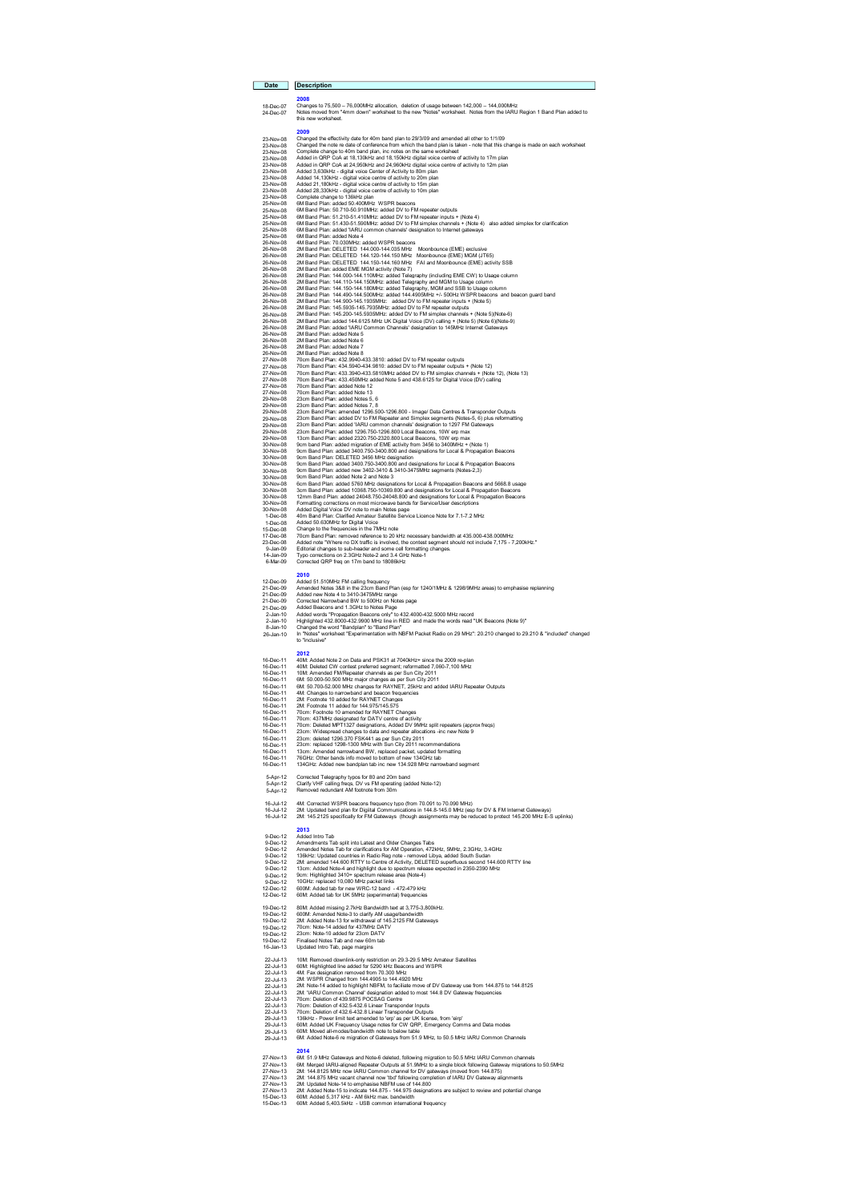| Date | Description |
|---|---|
| | **2008** |
| 18-Dec-07 | Changes to 75,500 – 76,000MHz allocation, deletion of usage between 142,000 – 144,000MHz |
| 24-Dec-07 | Notes moved from "4mm down" worksheet to the new "Notes" worksheet. Notes from the IARU Region 1 Band Plan added to this new worksheet. |
| | **2009** |
| 23-Nov-08 | Changed the effectivity date for 40m band plan to 29/3/09 and amended all other to 1/1/09 |
| 23-Nov-08 | Changed the note re date of conference from which the band plan is taken - note that this change is made on each worksheet |
| 23-Nov-08 | Complete change to 40m band plan, inc notes on the same worksheet |
| 23-Nov-08 | Added in QRP CoA at 18,130kHz and 18,150kHz digital voice centre of activity to 17m plan |
| 23-Nov-08 | Added in QRP CoA at 24,950kHz and 24,960kHz digital voice centre of activity to 12m plan |
| 23-Nov-08 | Added 3,630kHz - digital voice Center of Activity to 80m plan |
| 23-Nov-08 | Added 14,130kHz - digital voice centre of activity to 20m plan |
| 23-Nov-08 | Added 21,180kHz - digital voice centre of activity to 15m plan |
| 23-Nov-08 | Added 28,330kHz - digital voice centre of activity to 10m plan |
| 23-Nov-08 | Complete change to 136kHz plan |
| 25-Nov-08 | 6M Band Plan: added 50.400MHz WSPR beacons |
| 25-Nov-08 | 6M Band Plan: 50.710-50.910MHz: added DV to FM repeater outputs |
| 25-Nov-08 | 6M Band Plan: 51.210-51.410MHz: added DV to FM repeater inputs + (Note 4) |
| 25-Nov-08 | 6M Band Plan: 51.430-51.590MHz: added DV to FM simplex channels + (Note 4) also added simplex for clarification |
| 25-Nov-08 | 6M Band Plan: added 'IARU common channels' designation to Internet gateways |
| 25-Nov-08 | 6M Band Plan: added Note 4 |
| 26-Nov-08 | 4M Band Plan: 70.030MHz: added WSPR beacons |
| 26-Nov-08 | 2M Band Plan: DELETED 144.000-144.035 MHz Moonbounce (EME) exclusive |
| 26-Nov-08 | 2M Band Plan: DELETED 144.120-144.150 MHz Moonbounce (EME) MGM (JT65) |
| 26-Nov-08 | 2M Band Plan: DELETED 144.150-144.160 MHz FAI and Moonbounce (EME) activity SSB |
| 26-Nov-08 | 2M Band Plan: added EME MGM activity (Note 7) |
| 26-Nov-08 | 2M Band Plan: 144.000-144.110MHz: added Telegraphy (including EME CW) to Usage column |
| 26-Nov-08 | 2M Band Plan: 144.110-144.150MHz: added Telegraphy and MGM to Usage column |
| 26-Nov-08 | 2M Band Plan: 144.150-144.180MHz: added Telegraphy, MGM and SSB to Usage column |
| 26-Nov-08 | 2M Band Plan: 144.490-144.500MHz: added 144.4905MHz +/- 500Hz WSPR beacons and beacon guard band |
| 26-Nov-08 | 2M Band Plan: 144.900-145.1935MHz: added DV to FM repeater inputs + (Note 5) |
| 26-Nov-08 | 2M Band Plan: 145.5935-145.7935MHz: added DV to FM repeater outputs |
| 26-Nov-08 | 2M Band Plan: 145.200-145.5935MHz: added DV to FM simplex channels + (Note 5)(Note-6) |
| 26-Nov-08 | 2M Band Plan: added 144.6125 MHz UK Digital Voice (DV) calling + (Note 5) (Note 6)(Note-9) |
| 26-Nov-08 | 2M Band Plan: added 'IARU Common Channels' designation to 145MHz Internet Gateways |
| 26-Nov-08 | 2M Band Plan: added Note 5 |
| 26-Nov-08 | 2M Band Plan: added Note 6 |
| 26-Nov-08 | 2M Band Plan: added Note 7 |
| 26-Nov-08 | 2M Band Plan: added Note 8 |
| 27-Nov-08 | 70cm Band Plan: 432.9940-433.3810: added DV to FM repeater outputs |
| 27-Nov-08 | 70cm Band Plan: 434.5940-434.9810: added DV to FM repeater outputs + (Note 12) |
| 27-Nov-08 | 70cm Band Plan: 433.3940-433.5810MHz added DV to FM simplex channels + (Note 12), (Note 13) |
| 27-Nov-08 | 70cm Band Plan: 433.450MHz added Note 5 and 438.6125 for Digital Voice (DV) calling |
| 27-Nov-08 | 70cm Band Plan: added Note 12 |
| 27-Nov-08 | 70cm Band Plan: added Note 13 |
| 29-Nov-08 | 23cm Band Plan: added Notes 5, 6 |
| 29-Nov-08 | 23cm Band Plan: added Notes 7, 8 |
| 29-Nov-08 | 23cm Band Plan: amended 1296.500-1296.800 - Image/ Data Centres & Transponder Outputs |
| 29-Nov-08 | 23cm Band Plan: added DV to FM Repeater and Simplex segments (Notes-5, 6) plus reformatting |
| 29-Nov-08 | 23cm Band Plan: added 'IARU common channels' designation to 1297 FM Gateways |
| 29-Nov-08 | 23cm Band Plan: added 1296.750-1296.800 Local Beacons, 10W erp max |
| 29-Nov-08 | 13cm Band Plan: added 2320.750-2320.800 Local Beacons, 10W erp max |
| 30-Nov-08 | 9cm band Plan: added migration of EME activity from 3456 to 3400MHz + (Note 1) |
| 30-Nov-08 | 9cm Band Plan: added 3400.750-3400.800 and designations for Local & Propagation Beacons |
| 30-Nov-08 | 9cm Band Plan: DELETED 3456 MHz designation |
| 30-Nov-08 | 9cm Band Plan: added 3400.750-3400.800 and designations for Local & Propagation Beacons |
| 30-Nov-08 | 9cm Band Plan: added new 3402-3410 & 3410-3475MHz segments (Notes-2,3) |
| 30-Nov-08 | 9cm Band Plan: added Note 2 and Note 3 |
| 30-Nov-08 | 6cm Band Plan: added 5760 MHz designations for Local & Propagation Beacons and 5668.8 usage |
| 30-Nov-08 | 3cm Band Plan: added 10368.750-10369.800 and designations for Local & Propagation Beacons |
| 30-Nov-08 | 12mm Band Plan: added 24048.750-24048.800 and designations for Local & Propagation Beacons |
| 30-Nov-08 | Formatting corrections on most microwave bands for Service/User descriptions |
| 30-Nov-08 | Added Digital Voice DV note to main Notes page |
| 1-Dec-08 | 40m Band Plan: Clarified Amateur Satellite Service Licence Note for 7.1-7.2 MHz |
| 1-Dec-08 | Added 50.630MHz for Digital Voice |
| 15-Dec-08 | Change to the frequencies in the 7MHz note |
| 17-Dec-08 | 70cm Band Plan: removed reference to 20 kHz necessary bandwidth at 435.000-438.000MHz |
| 23-Dec-08 | Added note "Where no DX traffic is involved, the contest segment should not include 7,175 - 7,200kHz." |
| 9-Jan-09 | Editorial changes to sub-header and some cell formatting changes. |
| 14-Jan-09 | Typo corrections on 2.3GHz Note-2 and 3.4 GHz Note-1 |
| 6-Mar-09 | Corrected QRP freq on 17m band to 18086kHz |
| | **2010** |
| 12-Dec-09 | Added 51.510MHz FM calling frequency |
| 21-Dec-09 | Amended Notes 3&8 in the 23cm Band Plan (esp for 1240/1MHz & 1298/9MHz areas) to emphasise replanning |
| 21-Dec-09 | Added new Note 4 to 3410-3475MHz range |
| 21-Dec-09 | Corrected Narrowband BW to 500Hz on Notes page |
| 21-Dec-09 | Added Beacons and 1.3GHz to Notes Page |
| 2-Jan-10 | Added words "Propagation Beacons only" to 432.4000-432.5000 MHz record |
| 2-Jan-10 | Highlighted 432.8000-432.9900 MHz line in RED and made the words read "UK Beacons (Note 9)" |
| 8-Jan-10 | Changed the word "Bandplan" to "Band Plan" |
| 26-Jan-10 | In "Notes" worksheet "Experimentation with NBFM Packet Radio on 29 MHz": 20.210 changed to 29.210 & "included" changed to "inclusive" |
| | **2012** |
| 16-Dec-11 | 40M: Added Note 2 on Data and PSK31 at 7040kHz+ since the 2009 re-plan |
| 16-Dec-11 | 40M: Deleted CW contest preferred segment; reformatted 7,060-7,100 MHz |
| 16-Dec-11 | 10M: Amended FM/Repeater channels as per Sun City 2011 |
| 16-Dec-11 | 6M: 50.000-50.500 MHz major changes as per Sun City 2011 |
| 16-Dec-11 | 6M: 50.700-52.000 MHz changes for RAYNET, 25kHz and added IARU Repeater Outputs |
| 16-Dec-11 | 4M: Changes to narrowband and beacon frequencies |
| 16-Dec-11 | 2M: Footnote 10 added for RAYNET Changes |
| 16-Dec-11 | 2M: Footnote 11 added for 144.975/145.575 |
| 16-Dec-11 | 70cm: Footnote 10 amended for RAYNET Changes |
| 16-Dec-11 | 70cm: 437MHz designated for DATV centre of activity |
| 16-Dec-11 | 70cm: Deleted MPT1327 designations, Added DV 9MHz split repeaters (approx freqs) |
| 16-Dec-11 | 23cm: Widespread changes to data and repeater allocations -inc new Note 9 |
| 16-Dec-11 | 23cm: deleted 1296.370 FSK441 as per Sun City 2011 |
| 16-Dec-11 | 23cm: replaced 1298-1300 MHz with Sun City 2011 recommendations |
| 16-Dec-11 | 13cm: Amended narrowband BW, replaced packet, updated formatting |
| 16-Dec-11 | 76GHz: Other bands info moved to bottom of new 134GHz tab |
| 16-Dec-11 | 134GHz: Added new bandplan tab inc new 134.928 MHz narrowband segment |
| 5-Apr-12 | Corrected Telegraphy typos for 80 and 20m band |
| 5-Apr-12 | Clarify VHF calling freqs, DV vs FM operating (added Note-12) |
| 5-Apr-12 | Removed redundant AM footnote from 30m |
| 16-Jul-12 | 4M: Corrected WSPR beacons frequency typo (from 70.091 to 70.090 MHz) |
| 16-Jul-12 | 2M: Updated band plan for Digital Communications in 144.8-145.0 MHz (esp for DV & FM Internet Gateways) |
| 16-Jul-12 | 2M: 145.2125 specifically for FM Gateways (though assignments may be reduced to protect 145.200 MHz E-S uplinks) |
| | **2013** |
| 9-Dec-12 | Added Intro Tab |
| 9-Dec-12 | Amendments Tab split into Latest and Older Changes Tabs |
| 9-Dec-12 | Amended Notes Tab for clarifications for AM Operation, 472kHz, 5MHz, 2.3GHz, 3.4GHz |
| 9-Dec-12 | 136kHz: Updated countries in Radio Reg note - removed Libya, added South Sudan |
| 9-Dec-12 | 2M: amended 144.600 RTTY to Centre of Activity, DELETED superfluous second 144.600 RTTY line |
| 9-Dec-12 | 13cm: Added Note-4 and highlight due to spectrum release expected in 2350-2390 MHz |
| 9-Dec-12 | 9cm: Highlighted 3410+ spectrum release area (Note-4) |
| 9-Dec-12 | 10GHz: replaced 10,080 MHz packet links |
| 12-Dec-12 | 600M: Added tab for new WRC-12 band - 472-479 kHz |
| 12-Dec-12 | 60M: Added tab for UK 5MHz (experimental) frequencies |
| 19-Dec-12 | 80M: Added missing 2.7kHz Bandwidth text at 3,775-3,800kHz. |
| 19-Dec-12 | 600M: Amended Note-3 to clarify AM usage/bandwidth |
| 19-Dec-12 | 2M: Added Note-13 for withdrawal of 145.2125 FM Gateways |
| 19-Dec-12 | 70cm: Note-14 added for 437MHz DATV |
| 19-Dec-12 | 23cm: Note-10 added for 23cm DATV |
| 19-Dec-12 | Finalised Notes Tab and new 60m tab |
| 16-Jan-13 | Updated Intro Tab, page margins |
| 22-Jul-13 | 10M: Removed downlink-only restriction on 29.3-29.5 MHz Amateur Satellites |
| 22-Jul-13 | 60M: Highlighted line added for 5290 kHz Beacons and WSPR |
| 22-Jul-13 | 4M: Fax designation removed from 70.300 MHz |
| 22-Jul-13 | 2M: WSPR Changed from 144.4905 to 144.4920 MHz |
| 22-Jul-13 | 2M: Note-14 added to highlight NBFM, to facilitate move of DV Gateway use from 144.875 to 144.8125 |
| 22-Jul-13 | 2M: 'IARU Common Channel' designation added to most 144.8 DV Gateway frequencies |
| 22-Jul-13 | 70cm: Deletion of 439.9875 POCSAG Centre |
| 22-Jul-13 | 70cm: Deletion of 432.5-432.6 Linear Transponder Inputs |
| 22-Jul-13 | 70cm: Deletion of 432.6-432.8 Linear Transponder Outputs |
| 29-Jul-13 | 136kHz - Power limit text amended to 'erp' as per UK license, from 'eirp' |
| 29-Jul-13 | 60M: Added UK Frequency Usage notes for CW QRP, Emergency Comms and Data modes |
| 29-Jul-13 | 60M: Moved all-modes/bandwidth note to below table |
| 29-Jul-13 | 6M: Added Note-6 re migration of Gateways from 51.9 MHz, to 50.5 MHz IARU Common Channels |
| | **2014** |
| 27-Nov-13 | 6M: 51.9 MHz Gateways and Note-6 deleted, following migration to 50.5 MHz IARU Common channels |
| 27-Nov-13 | 6M: Merged IARU-aligned Repeater Outputs at 51.9MHz to a single block following Gateway migrations to 50.5MHz |
| 27-Nov-13 | 2M: 144.8125 MHz now IARU Common channel for DV gateways (moved from 144.875) |
| 27-Nov-13 | 2M: 144.875 MHz vacant channel now 'tbd' following completion of IARU DV Gateway alignments |
| 27-Nov-13 | 2M: Updated Note-14 to emphasise NBFM use of 144.800 |
| 27-Nov-13 | 2M: Added Note-15 to indicate 144.875 - 144.975 designations are subject to review and potential change |
| 15-Dec-13 | 60M: Added 5,317 kHz - AM 6kHz max. bandwidth |
| 15-Dec-13 | 60M: Added 5,403.5kHz - USB common international frequency |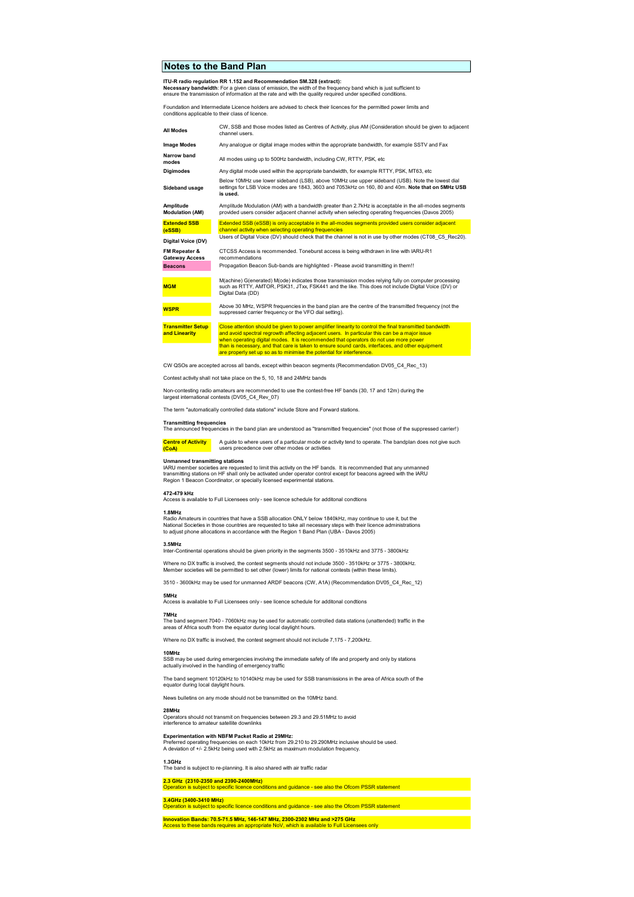# Notes to the Band Plan

**ITU-R radio regulation RR 1.152 and Recommendation SM.328 (extract):**
**Necessary bandwidth**: For a given class of emission, the width of the frequency band which is just sufficient to ensure the transmission of information at the rate and with the quality required under specified conditions.

Foundation and Intermediate Licence holders are advised to check their licences for the permitted power limits and conditions applicable to their class of licence.

| | |
|---|---|
| **All Modes** | CW, SSB and those modes listed as Centres of Activity, plus AM (Consideration should be given to adjacent channel users. |
| **Image Modes** | Any analogue or digital image modes within the appropriate bandwidth, for example SSTV and Fax |
| **Narrow band modes** | All modes using up to 500Hz bandwidth, including CW, RTTY, PSK, etc |
| **Digimodes** | Any digital mode used within the appropriate bandwidth, for example RTTY, PSK, MT63, etc |
| **Sideband usage** | Below 10MHz use lower sideband (LSB), above 10MHz use upper sideband (USB). Note the lowest dial settings for LSB Voice modes are 1843, 3603 and 7053kHz on 160, 80 and 40m. **Note that on 5MHz USB is used.** |
| **Amplitude Modulation (AM)** | Amplitude Modulation (AM) with a bandwidth greater than 2.7kHz is acceptable in the all-modes segments provided users consider adjacent channel activity when selecting operating frequencies (Davos 2005) |
| **Extended SSB (eSSB)** | Extended SSB (eSSB) is only acceptable in the all-modes segments provided users consider adjacent channel activity when selecting operating frequencies |
| **Digital Voice (DV)** | Users of Digital Voice (DV) should check that the channel is not in use by other modes (CT08_C5_Rec20). |
| **FM Repeater & Gateway Access** | CTCSS Access is recommended. Toneburst access is being withdrawn in line with IARU-R1 recommendations |
| **Beacons** | Propagation Beacon Sub-bands are highlighted - Please avoid transmitting in them!! |
| **MGM** | M(achine) G(enerated) M(ode) indicates those transmission modes relying fully on computer processing such as RTTY, AMTOR, PSK31, JTxx, FSK441 and the like. This does not include Digital Voice (DV) or Digital Data (DD) |
| **WSPR** | Above 30 MHz, WSPR frequencies in the band plan are the centre of the transmitted frequency (not the suppressed carrier frequency or the VFO dial setting). |
| **Transmitter Setup and Linearity** | Close attention should be given to power amplifier linearity to control the final transmitted bandwidth and avoid spectral regrowth affecting adjacent users. In particular this can be a major issue when operating digital modes. It is recommended that operators do not use more power than is necessary, and that care is taken to ensure sound cards, interfaces, and other equipment are properly set up so as to minimise the potential for interference. |

CW QSOs are accepted across all bands, except within beacon segments (Recommendation DV05_C4_Rec_13)

Contest activity shall not take place on the 5, 10, 18 and 24MHz bands

Non-contesting radio amateurs are recommended to use the contest-free HF bands (30, 17 and 12m) during the largest international contests (DV05_C4_Rev_07)

The term "automatically controlled data stations" include Store and Forward stations.

**Transmitting frequencies**
The announced frequencies in the band plan are understood as "transmitted frequencies" (not those of the suppressed carrier!)

| | |
|---|---|
| **Centre of Activity (CoA)** | A guide to where users of a particular mode or activity tend to operate. The bandplan does not give such users precedence over other modes or activities |

**Unmanned transmitting stations**
IARU member societies are requested to limit this activity on the HF bands. It is recommended that any unmanned transmitting stations on HF shall only be activated under operator control except for beacons agreed with the IARU Region 1 Beacon Coordinator, or specially licensed experimental stations.

**472-479 kHz**
Access is available to Full Licensees only - see licence schedule for additonal condtions

**1.8MHz**
Radio Amateurs in countries that have a SSB allocation ONLY below 1840kHz, may continue to use it, but the National Societies in those countries are requested to take all necessary steps with their licence administrations to adjust phone allocations in accordance with the Region 1 Band Plan (UBA - Davos 2005)

**3.5MHz**
Inter-Continental operations should be given priority in the segments 3500 - 3510kHz and 3775 - 3800kHz

Where no DX traffic is involved, the contest segments should not include 3500 - 3510kHz or 3775 - 3800kHz. Member societies will be permitted to set other (lower) limits for national contests (within these limits).

3510 - 3600kHz may be used for unmanned ARDF beacons (CW, A1A) (Recommendation DV05_C4_Rec_12)

**5MHz**
Access is available to Full Licensees only - see licence schedule for additonal condtions

**7MHz**
The band segment 7040 - 7060kHz may be used for automatic controlled data stations (unattended) traffic in the areas of Africa south from the equator during local daylight hours.

Where no DX traffic is involved, the contest segment should not include 7,175 - 7,200kHz.

**10MHz**
SSB may be used during emergencies involving the immediate safety of life and property and only by stations actually involved in the handling of emergency traffic

The band segment 10120kHz to 10140kHz may be used for SSB transmissions in the area of Africa south of the equator during local daylight hours.

News bulletins on any mode should not be transmitted on the 10MHz band.

**28MHz**
Operators should not transmit on frequencies between 29.3 and 29.51MHz to avoid interference to amateur satellite downlinks

**Experimentation with NBFM Packet Radio at 29MHz:**
Preferred operating frequencies on each 10kHz from 29.210 to 29.290MHz inclusive should be used. A deviation of +/- 2.5kHz being used with 2.5kHz as maximum modulation frequency.

**1.3GHz**
The band is subject to re-planning. It is also shared with air traffic radar

**2.3 GHz (2310-2350 and 2390-2400MHz)**
Operation is subject to specific licence conditions and guidance - see also the Ofcom PSSR statement

**3.4GHz (3400-3410 MHz)**
Operation is subject to specific licence conditions and guidance - see also the Ofcom PSSR statement

**Innovation Bands: 70.5-71.5 MHz, 146-147 MHz, 2300-2302 MHz and >275 GHz**
Access to these bands requires an appropriate NoV, which is available to Full Licensees only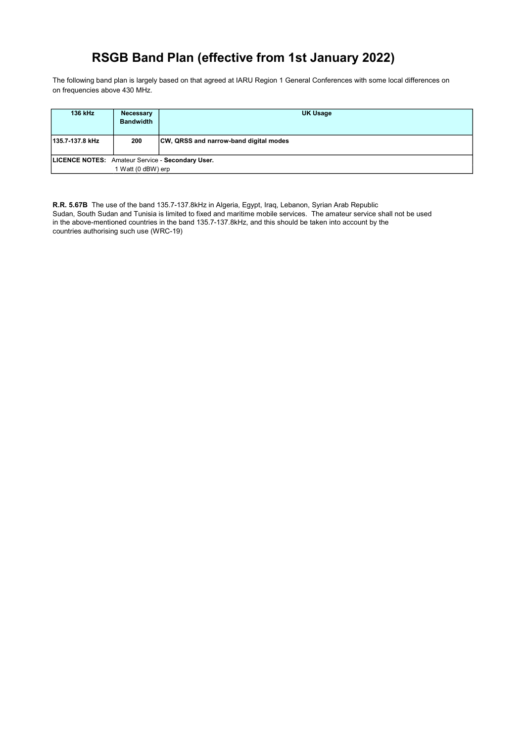# RSGB Band Plan (effective from 1st January 2022)

The following band plan is largely based on that agreed at IARU Region 1 General Conferences with some local differences on on frequencies above 430 MHz.

| 136 kHz | Necessary Bandwidth | UK Usage |
|---|---|---|
| 135.7-137.8 kHz | 200 | CW, QRSS and narrow-band digital modes |
| **LICENCE NOTES:** Amateur Service - **Secondary User.** 1 Watt (0 dBW) erp | | |

**R.R. 5.67B** The use of the band 135.7-137.8kHz in Algeria, Egypt, Iraq, Lebanon, Syrian Arab Republic Sudan, South Sudan and Tunisia is limited to fixed and maritime mobile services. The amateur service shall not be used in the above-mentioned countries in the band 135.7-137.8kHz, and this should be taken into account by the countries authorising such use (WRC-19)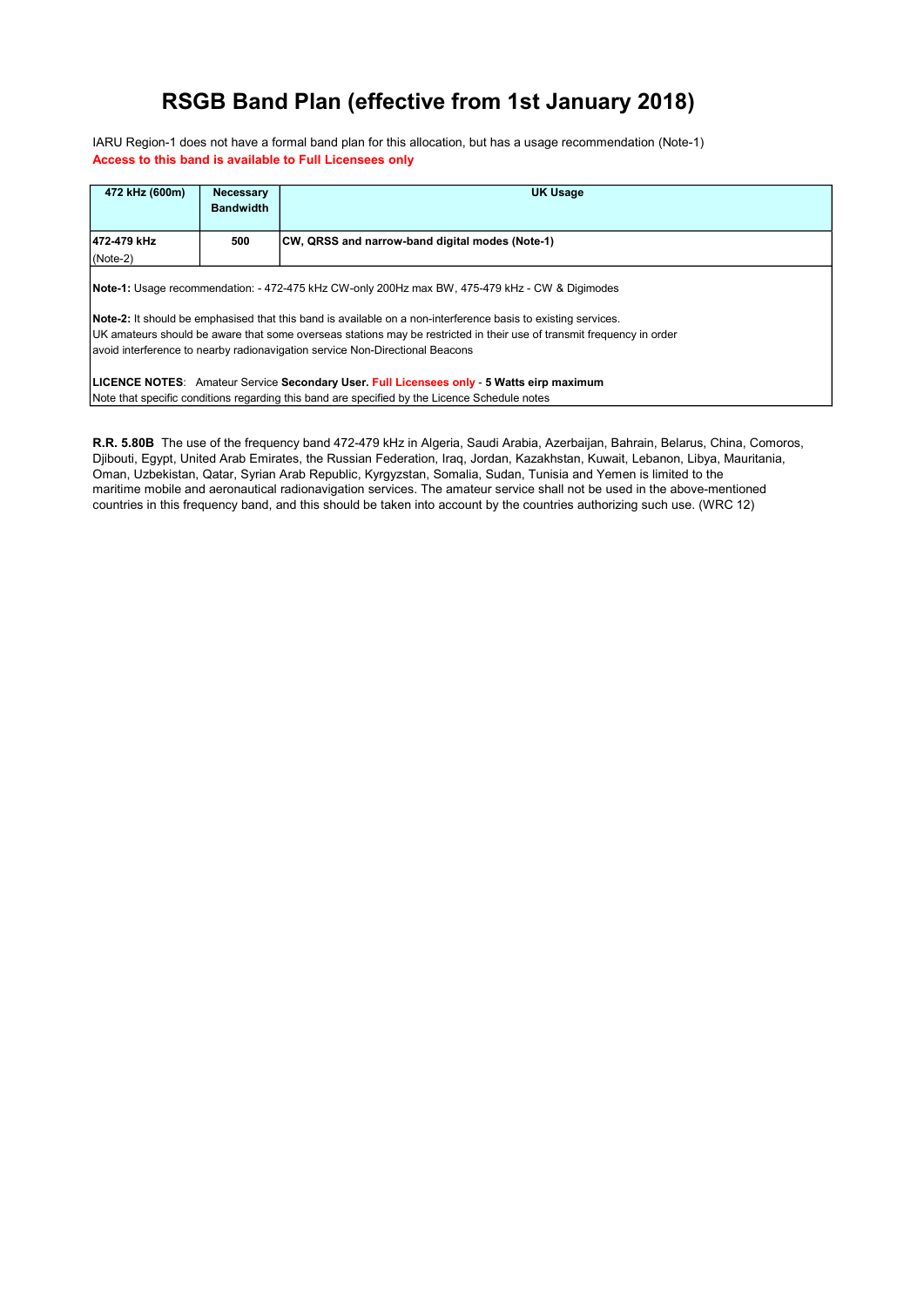# RSGB Band Plan (effective from 1st January 2018)

IARU Region-1 does not have a formal band plan for this allocation, but has a usage recommendation (Note-1)
**Access to this band is available to Full Licensees only**

| 472 kHz (600m) | Necessary Bandwidth | UK Usage |
|---|---|---|
| **472-479 kHz** (Note-2) | **500** | **CW, QRSS and narrow-band digital modes (Note-1)** |

**Note-1:** Usage recommendation: - 472-475 kHz CW-only 200Hz max BW, 475-479 kHz - CW & Digimodes

**Note-2:** It should be emphasised that this band is available on a non-interference basis to existing services.
UK amateurs should be aware that some overseas stations may be restricted in their use of transmit frequency in order avoid interference to nearby radionavigation service Non-Directional Beacons

**LICENCE NOTES**: Amateur Service **Secondary User. Full Licensees only** - **5 Watts eirp maximum**
Note that specific conditions regarding this band are specified by the Licence Schedule notes

**R.R. 5.80B** The use of the frequency band 472-479 kHz in Algeria, Saudi Arabia, Azerbaijan, Bahrain, Belarus, China, Comoros, Djibouti, Egypt, United Arab Emirates, the Russian Federation, Iraq, Jordan, Kazakhstan, Kuwait, Lebanon, Libya, Mauritania, Oman, Uzbekistan, Qatar, Syrian Arab Republic, Kyrgyzstan, Somalia, Sudan, Tunisia and Yemen is limited to the maritime mobile and aeronautical radionavigation services. The amateur service shall not be used in the above-mentioned countries in this frequency band, and this should be taken into account by the countries authorizing such use. (WRC 12)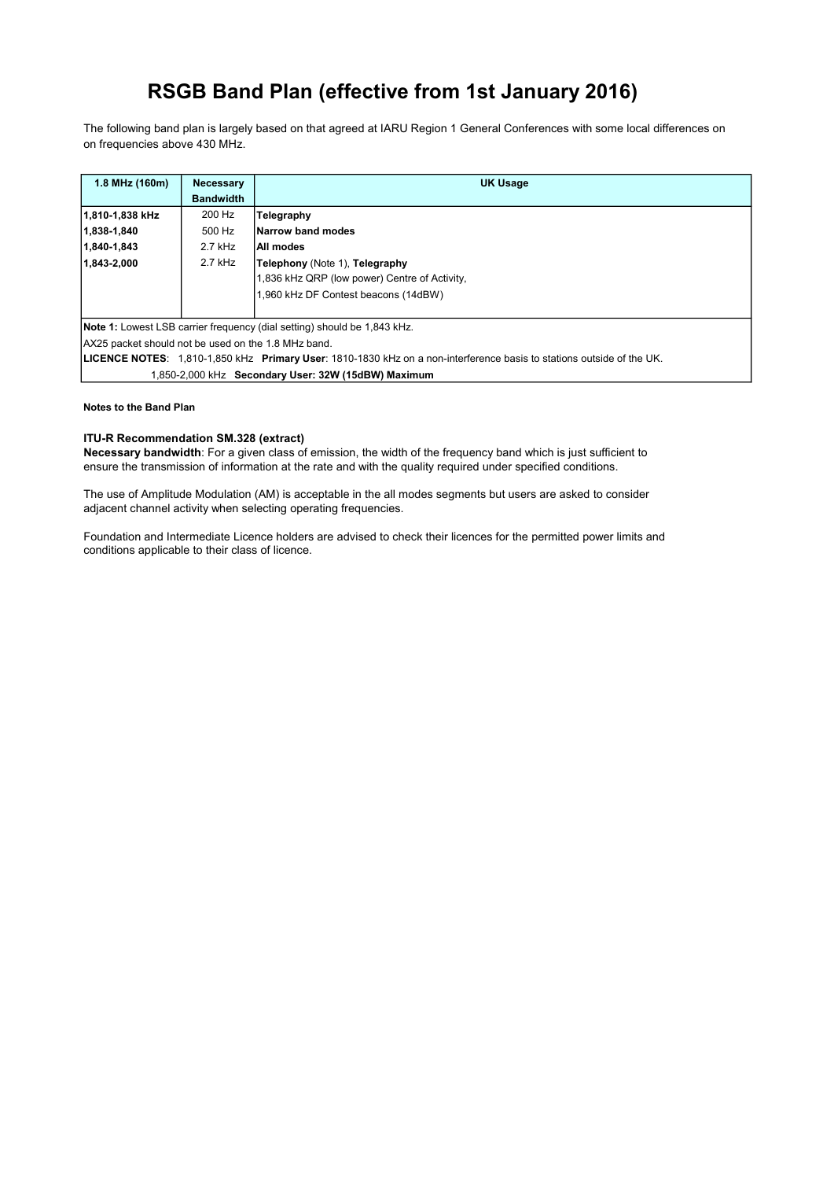# RSGB Band Plan (effective from 1st January 2016)

The following band plan is largely based on that agreed at IARU Region 1 General Conferences with some local differences on on frequencies above 430 MHz.

| 1.8 MHz (160m) | Necessary Bandwidth | UK Usage |
|---|---|---|
| **1,810-1,838 kHz** | 200 Hz | **Telegraphy** |
| **1,838-1,840** | 500 Hz | **Narrow band modes** |
| **1,840-1,843** | 2.7 kHz | **All modes** |
| **1,843-2,000** | 2.7 kHz | **Telephony** (Note 1), **Telegraphy** |
| | | 1,836 kHz QRP (low power) Centre of Activity, |
| | | 1,960 kHz DF Contest beacons (14dBW) |

**Note 1:** Lowest LSB carrier frequency (dial setting) should be 1,843 kHz.

AX25 packet should not be used on the 1.8 MHz band.

**LICENCE NOTES**: 1,810-1,850 kHz **Primary User**: 1810-1830 kHz on a non-interference basis to stations outside of the UK.

1,850-2,000 kHz **Secondary User: 32W (15dBW) Maximum**

**Notes to the Band Plan**

**ITU-R Recommendation SM.328 (extract)**
**Necessary bandwidth**: For a given class of emission, the width of the frequency band which is just sufficient to ensure the transmission of information at the rate and with the quality required under specified conditions.

The use of Amplitude Modulation (AM) is acceptable in the all modes segments but users are asked to consider adjacent channel activity when selecting operating frequencies.

Foundation and Intermediate Licence holders are advised to check their licences for the permitted power limits and conditions applicable to their class of licence.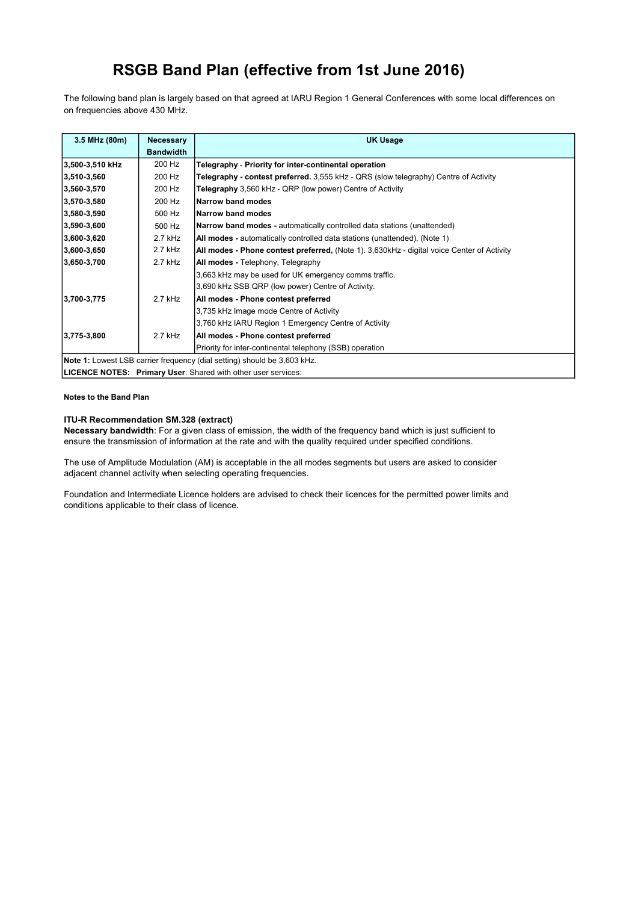# RSGB Band Plan (effective from 1st June 2016)

The following band plan is largely based on that agreed at IARU Region 1 General Conferences with some local differences on on frequencies above 430 MHz.

| 3.5 MHz (80m) | Necessary Bandwidth | UK Usage |
|---|---|---|
| 3,500-3,510 kHz | 200 Hz | **Telegraphy - Priority for inter-continental operation** |
| 3,510-3,560 | 200 Hz | **Telegraphy - contest preferred.** 3,555 kHz - QRS (slow telegraphy) Centre of Activity |
| 3,560-3,570 | 200 Hz | **Telegraphy** 3,560 kHz - QRP (low power) Centre of Activity |
| 3,570-3,580 | 200 Hz | **Narrow band modes** |
| 3,580-3,590 | 500 Hz | **Narrow band modes** |
| 3,590-3,600 | 500 Hz | **Narrow band modes -** automatically controlled data stations (unattended) |
| 3,600-3,620 | 2.7 kHz | **All modes -** automatically controlled data stations (unattended), (Note 1) |
| 3,600-3,650 | 2.7 kHz | **All modes - Phone contest preferred,** (Note 1). 3,630kHz - digital voice Center of Activity |
| 3,650-3,700 | 2.7 kHz | **All modes -** Telephony, Telegraphy |
| | | 3,663 kHz may be used for UK emergency comms traffic. |
| | | 3,690 kHz SSB QRP (low power) Centre of Activity. |
| 3,700-3,775 | 2.7 kHz | **All modes - Phone contest preferred** |
| | | 3,735 kHz Image mode Centre of Activity |
| | | 3,760 kHz IARU Region 1 Emergency Centre of Activity |
| 3,775-3,800 | 2.7 kHz | **All modes - Phone contest preferred** |
| | | Priority for inter-continental telephony (SSB) operation |
| **Note 1:** Lowest LSB carrier frequency (dial setting) should be 3,603 kHz. | | |
| **LICENCE NOTES: Primary User**: Shared with other user services: | | |

**Notes to the Band Plan**

**ITU-R Recommendation SM.328 (extract)**
**Necessary bandwidth**: For a given class of emission, the width of the frequency band which is just sufficient to ensure the transmission of information at the rate and with the quality required under specified conditions.

The use of Amplitude Modulation (AM) is acceptable in the all modes segments but users are asked to consider adjacent channel activity when selecting operating frequencies.

Foundation and Intermediate Licence holders are advised to check their licences for the permitted power limits and conditions applicable to their class of licence.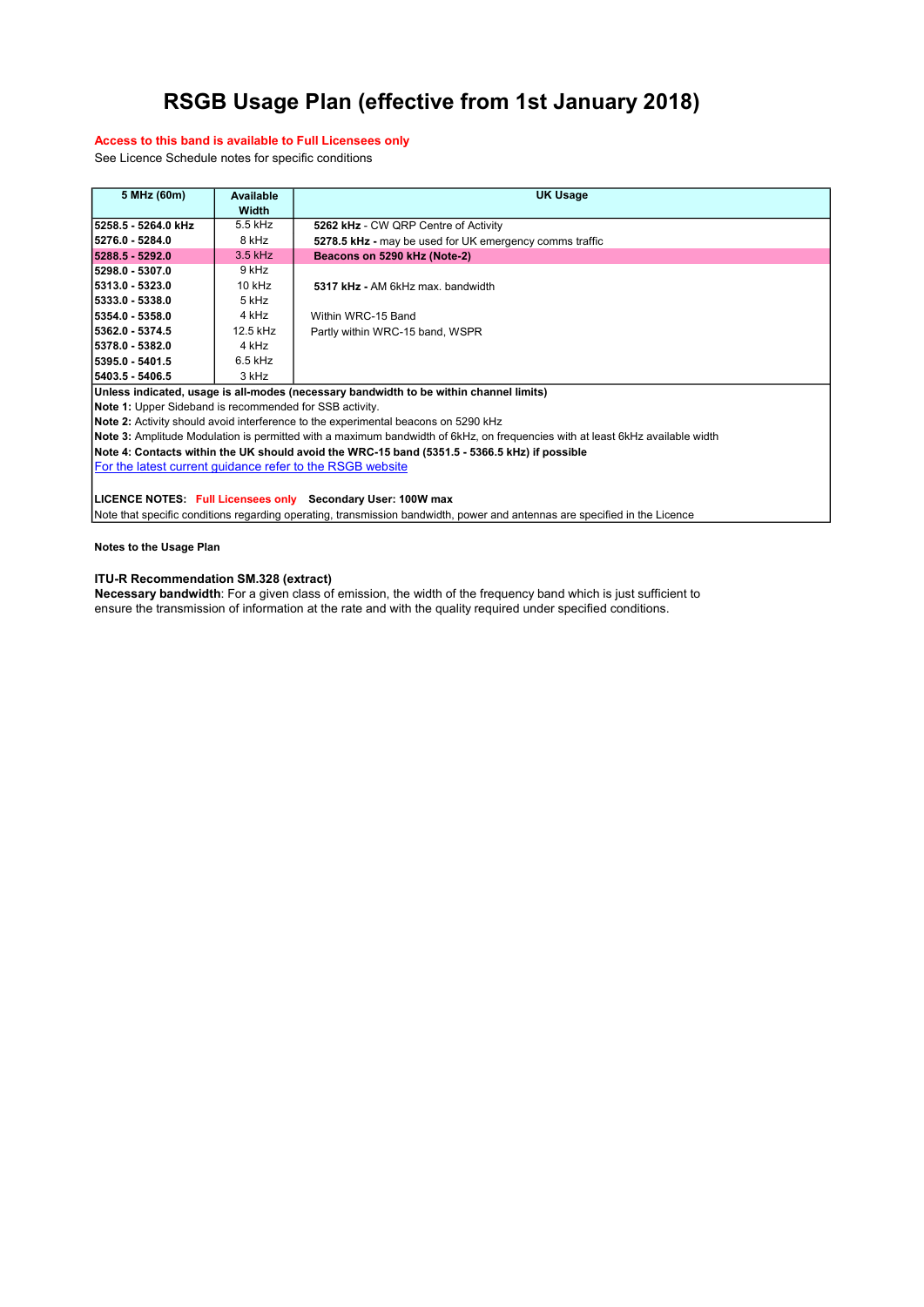# RSGB Usage Plan (effective from 1st January 2018)

**Access to this band is available to Full Licensees only**

See Licence Schedule notes for specific conditions

| 5 MHz (60m) | Available Width | UK Usage |
|---|---|---|
| **5258.5 - 5264.0 kHz** | 5.5 kHz | **5262 kHz** - CW QRP Centre of Activity |
| **5276.0 - 5284.0** | 8 kHz | **5278.5 kHz -** may be used for UK emergency comms traffic |
| **5288.5 - 5292.0** | 3.5 kHz | **Beacons on 5290 kHz (Note-2)** |
| **5298.0 - 5307.0** | 9 kHz | |
| **5313.0 - 5323.0** | 10 kHz | **5317 kHz -** AM 6kHz max. bandwidth |
| **5333.0 - 5338.0** | 5 kHz | |
| **5354.0 - 5358.0** | 4 kHz | Within WRC-15 Band |
| **5362.0 - 5374.5** | 12.5 kHz | Partly within WRC-15 band, WSPR |
| **5378.0 - 5382.0** | 4 kHz | |
| **5395.0 - 5401.5** | 6.5 kHz | |
| **5403.5 - 5406.5** | 3 kHz | |

**Unless indicated, usage is all-modes (necessary bandwidth to be within channel limits)**

**Note 1:** Upper Sideband is recommended for SSB activity.

**Note 2:** Activity should avoid interference to the experimental beacons on 5290 kHz

**Note 3:** Amplitude Modulation is permitted with a maximum bandwidth of 6kHz, on frequencies with at least 6kHz available width

**Note 4: Contacts within the UK should avoid the WRC-15 band (5351.5 - 5366.5 kHz) if possible**

For the latest current guidance refer to the RSGB website

**LICENCE NOTES:** **Full Licensees only** **Secondary User: 100W max**

Note that specific conditions regarding operating, transmission bandwidth, power and antennas are specified in the Licence

**Notes to the Usage Plan**

**ITU-R Recommendation SM.328 (extract)**

**Necessary bandwidth**: For a given class of emission, the width of the frequency band which is just sufficient to ensure the transmission of information at the rate and with the quality required under specified conditions.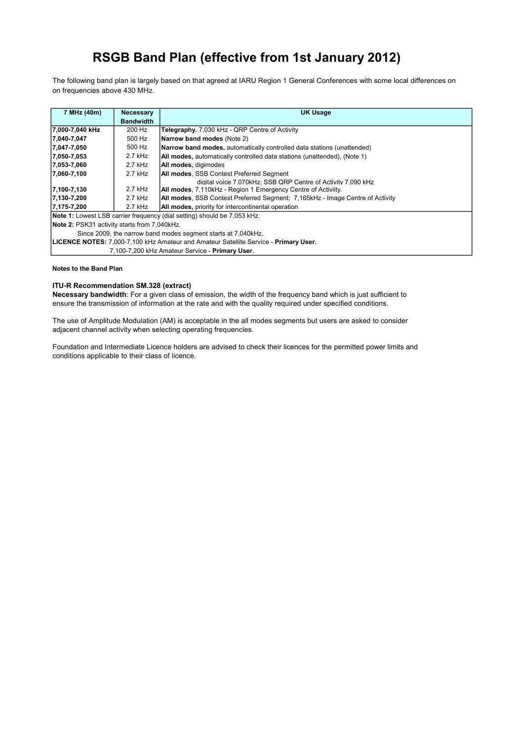# RSGB Band Plan (effective from 1st January 2012)

The following band plan is largely based on that agreed at IARU Region 1 General Conferences with some local differences on on frequencies above 430 MHz.

| 7 MHz (40m) | Necessary Bandwidth | UK Usage |
|---|---|---|
| 7,000-7,040 kHz | 200 Hz | **Telegraphy.** 7,030 kHz - QRP Centre of Activity |
| 7,040-7,047 | 500 Hz | **Narrow band modes** (Note 2) |
| 7,047-7,050 | 500 Hz | **Narrow band modes,** automatically controlled data stations (unattended) |
| 7,050-7,053 | 2.7 kHz | **All modes,** automatically controlled data stations (unattended), (Note 1) |
| 7,053-7,060 | 2.7 kHz | **All modes,** digimodes |
| 7,060-7,100 | 2.7 kHz | **All modes**, SSB Contest Preferred Segment digital voice 7,070kHz; SSB QRP Centre of Activity 7,090 kHz |
| 7,100-7,130 | 2.7 kHz | **All modes**, 7,110kHz - Region 1 Emergency Centre of Activiity. |
| 7,130-7,200 | 2.7 kHz | **All modes**, SSB Contest Preferred Segment; 7,165kHz - Image Centre of Activity |
| 7,175-7,200 | 2.7 kHz | **All modes,** priority for intercontinental operation |
| **Note 1:** Lowest LSB carrier frequency (dial setting) should be 7,053 kHz. | | |
| **Note 2:** PSK31 activity starts from 7,040kHz. | | |
| Since 2009, the narrow band modes segment starts at 7,040kHz. | | |
| **LICENCE NOTES:** 7,000-7,100 kHz Amateur and Amateur Satellite Service - **Primary User.** | | |
| 7,100-7,200 kHz Amateur Service - **Primary User.** | | |

**Notes to the Band Plan**

**ITU-R Recommendation SM.328 (extract)**

**Necessary bandwidth**: For a given class of emission, the width of the frequency band which is just sufficient to ensure the transmission of information at the rate and with the quality required under specified conditions.

The use of Amplitude Modulation (AM) is acceptable in the all modes segments but users are asked to consider adjacent channel activity when selecting operating frequencies.

Foundation and Intermediate Licence holders are advised to check their licences for the permitted power limits and conditions applicable to their class of licence.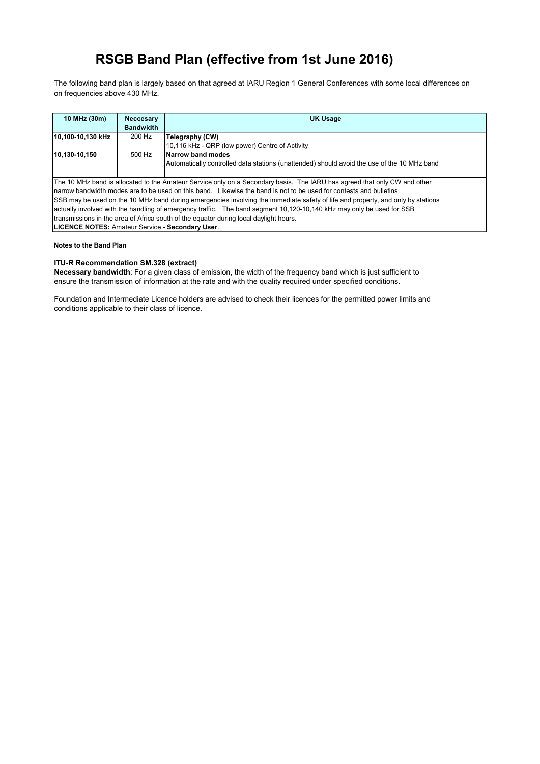# RSGB Band Plan (effective from 1st June 2016)

The following band plan is largely based on that agreed at IARU Region 1 General Conferences with some local differences on on frequencies above 430 MHz.

| 10 MHz (30m) | Neccesary Bandwidth | UK Usage |
|---|---|---|
| **10,100-10,130 kHz** | 200 Hz | **Telegraphy (CW)**<br>10,116 kHz - QRP (low power) Centre of Activity |
| **10,130-10,150** | 500 Hz | **Narrow band modes**<br>Automatically controlled data stations (unattended) should avoid the use of the 10 MHz band |

The 10 MHz band is allocated to the Amateur Service only on a Secondary basis. The IARU has agreed that only CW and other narrow bandwidth modes are to be used on this band. Likewise the band is not to be used for contests and bulletins. SSB may be used on the 10 MHz band during emergencies involving the immediate safety of life and property, and only by stations actually involved with the handling of emergency traffic. The band segment 10,120-10,140 kHz may only be used for SSB transmissions in the area of Africa south of the equator during local daylight hours.

**LICENCE NOTES:** Amateur Service **- Secondary User**.

**Notes to the Band Plan**

**ITU-R Recommendation SM.328 (extract)**

**Necessary bandwidth**: For a given class of emission, the width of the frequency band which is just sufficient to ensure the transmission of information at the rate and with the quality required under specified conditions.

Foundation and Intermediate Licence holders are advised to check their licences for the permitted power limits and conditions applicable to their class of licence.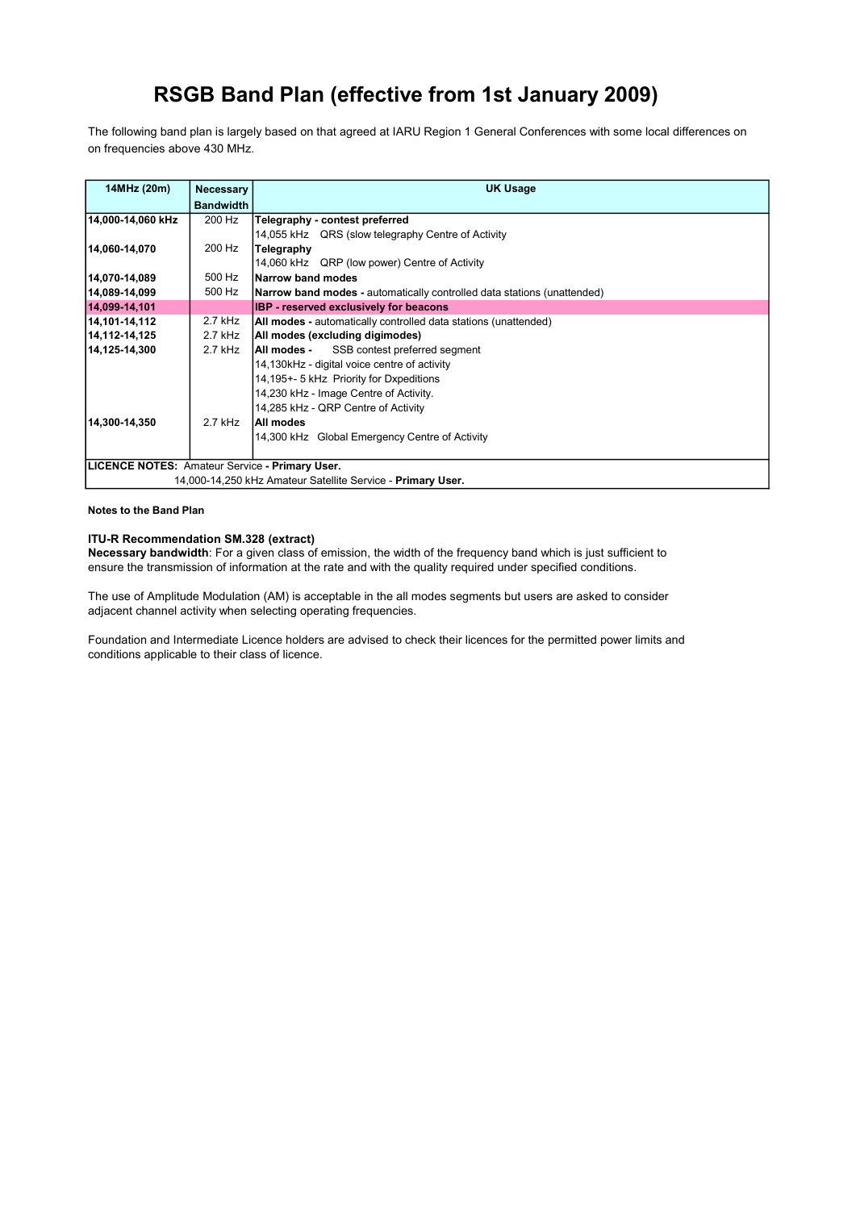# RSGB Band Plan (effective from 1st January 2009)

The following band plan is largely based on that agreed at IARU Region 1 General Conferences with some local differences on on frequencies above 430 MHz.

| 14MHz (20m) | Necessary Bandwidth | UK Usage |
|---|---|---|
| **14,000-14,060 kHz** | 200 Hz | **Telegraphy - contest preferred** |
| | | 14,055 kHz QRS (slow telegraphy Centre of Activity |
| **14,060-14,070** | 200 Hz | **Telegraphy** |
| | | 14,060 kHz QRP (low power) Centre of Activity |
| **14,070-14,089** | 500 Hz | **Narrow band modes** |
| **14,089-14,099** | 500 Hz | **Narrow band modes -** automatically controlled data stations (unattended) |
| **14,099-14,101** | | **IBP - reserved exclusively for beacons** |
| **14,101-14,112** | 2.7 kHz | **All modes -** automatically controlled data stations (unattended) |
| **14,112-14,125** | 2.7 kHz | **All modes (excluding digimodes)** |
| **14,125-14,300** | 2.7 kHz | **All modes -** SSB contest preferred segment |
| | | 14,130kHz - digital voice centre of activity |
| | | 14,195+- 5 kHz Priority for Dxpeditions |
| | | 14,230 kHz - Image Centre of Activity. |
| | | 14,285 kHz - QRP Centre of Activity |
| **14,300-14,350** | 2.7 kHz | **All modes** |
| | | 14,300 kHz Global Emergency Centre of Activity |
| **LICENCE NOTES:** Amateur Service **- Primary User.** | | |
| 14,000-14,250 kHz Amateur Satellite Service - **Primary User.** | | |

**Notes to the Band Plan**

**ITU-R Recommendation SM.328 (extract)**
**Necessary bandwidth**: For a given class of emission, the width of the frequency band which is just sufficient to ensure the transmission of information at the rate and with the quality required under specified conditions.

The use of Amplitude Modulation (AM) is acceptable in the all modes segments but users are asked to consider adjacent channel activity when selecting operating frequencies.

Foundation and Intermediate Licence holders are advised to check their licences for the permitted power limits and conditions applicable to their class of licence.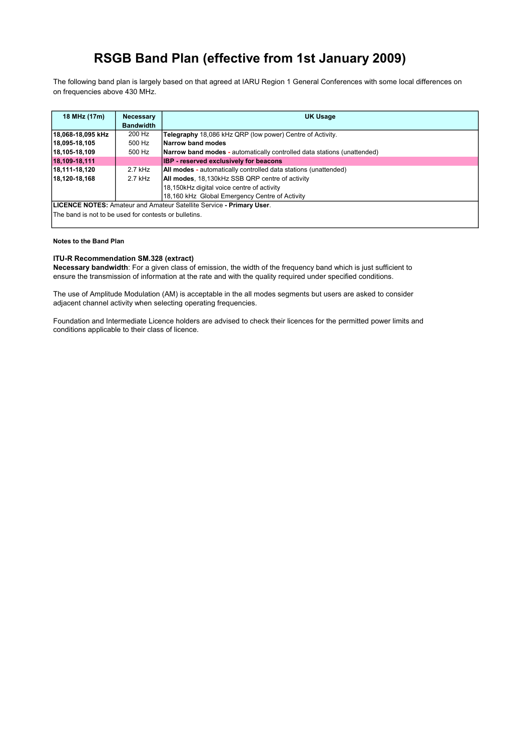# RSGB Band Plan (effective from 1st January 2009)

The following band plan is largely based on that agreed at IARU Region 1 General Conferences with some local differences on on frequencies above 430 MHz.

| 18 MHz (17m) | Necessary Bandwidth | UK Usage |
|---|---|---|
| **18,068-18,095 kHz** | 200 Hz | **Telegraphy** 18,086 kHz QRP (low power) Centre of Activity. |
| **18,095-18,105** | 500 Hz | **Narrow band modes** |
| **18,105-18,109** | 500 Hz | **Narrow band modes** - automatically controlled data stations (unattended) |
| **18,109-18,111** | | **IBP - reserved exclusively for beacons** |
| **18,111-18,120** | 2.7 kHz | **All modes** - automatically controlled data stations (unattended) |
| **18,120-18,168** | 2.7 kHz | **All modes**, 18,130kHz SSB QRP centre of activity |
| | | 18,150kHz digital voice centre of activity |
| | | 18,160 kHz Global Emergency Centre of Activity |
| **LICENCE NOTES:** Amateur and Amateur Satellite Service **- Primary User**. | | |
| The band is not to be used for contests or bulletins. | | |

**Notes to the Band Plan**

**ITU-R Recommendation SM.328 (extract)**
**Necessary bandwidth**: For a given class of emission, the width of the frequency band which is just sufficient to ensure the transmission of information at the rate and with the quality required under specified conditions.

The use of Amplitude Modulation (AM) is acceptable in the all modes segments but users are asked to consider adjacent channel activity when selecting operating frequencies.

Foundation and Intermediate Licence holders are advised to check their licences for the permitted power limits and conditions applicable to their class of licence.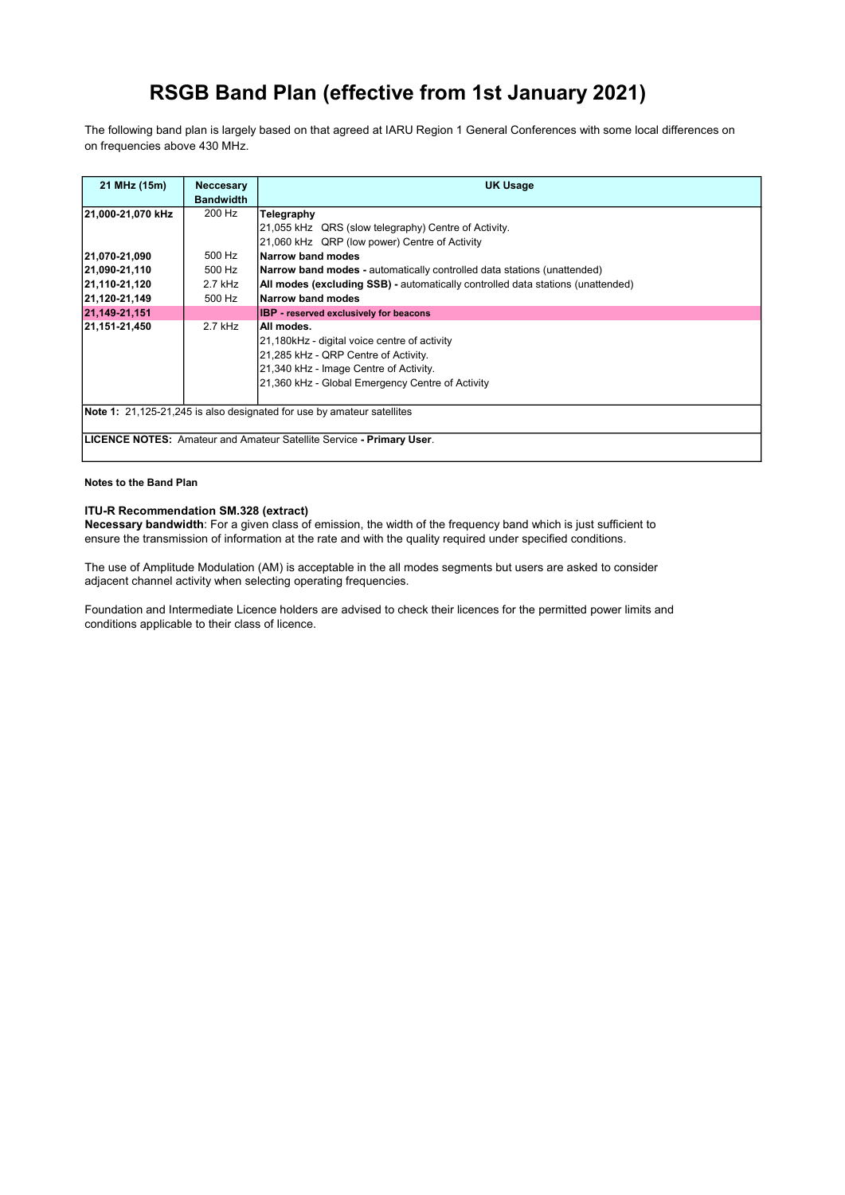# RSGB Band Plan (effective from 1st January 2021)

The following band plan is largely based on that agreed at IARU Region 1 General Conferences with some local differences on on frequencies above 430 MHz.

| 21 MHz (15m) | Neccesary Bandwidth | UK Usage |
|---|---|---|
| **21,000-21,070 kHz** | 200 Hz | **Telegraphy** |
| | | 21,055 kHz QRS (slow telegraphy) Centre of Activity. |
| | | 21,060 kHz QRP (low power) Centre of Activity |
| **21,070-21,090** | 500 Hz | **Narrow band modes** |
| **21,090-21,110** | 500 Hz | **Narrow band modes -** automatically controlled data stations (unattended) |
| **21,110-21,120** | 2.7 kHz | **All modes (excluding SSB) -** automatically controlled data stations (unattended) |
| **21,120-21,149** | 500 Hz | **Narrow band modes** |
| **21,149-21,151** | | **IBP - reserved exclusively for beacons** |
| **21,151-21,450** | 2.7 kHz | **All modes.** |
| | | 21,180kHz - digital voice centre of activity |
| | | 21,285 kHz - QRP Centre of Activity. |
| | | 21,340 kHz - Image Centre of Activity. |
| | | 21,360 kHz - Global Emergency Centre of Activity |
| **Note 1:** 21,125-21,245 is also designated for use by amateur satellites | | |
| **LICENCE NOTES:** Amateur and Amateur Satellite Service **- Primary User**. | | |

**Notes to the Band Plan**

**ITU-R Recommendation SM.328 (extract)**
**Necessary bandwidth**: For a given class of emission, the width of the frequency band which is just sufficient to ensure the transmission of information at the rate and with the quality required under specified conditions.

The use of Amplitude Modulation (AM) is acceptable in the all modes segments but users are asked to consider adjacent channel activity when selecting operating frequencies.

Foundation and Intermediate Licence holders are advised to check their licences for the permitted power limits and conditions applicable to their class of licence.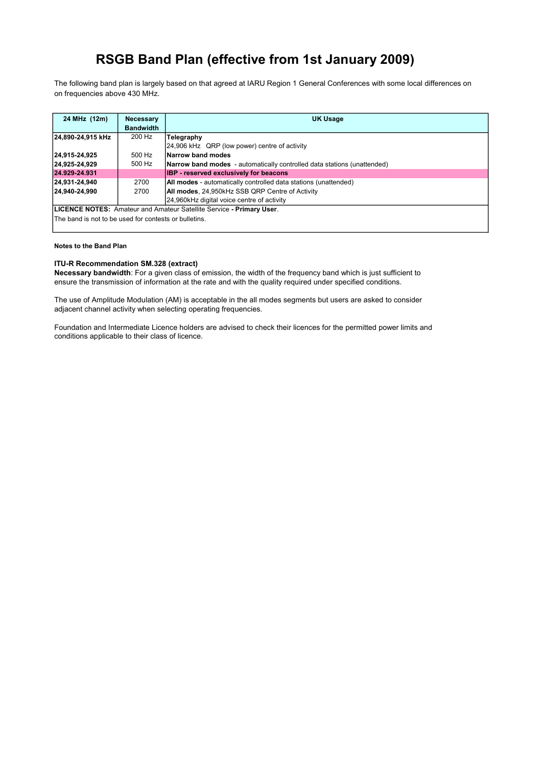# RSGB Band Plan (effective from 1st January 2009)

The following band plan is largely based on that agreed at IARU Region 1 General Conferences with some local differences on on frequencies above 430 MHz.

| 24 MHz (12m) | Necessary Bandwidth | UK Usage |
|---|---|---|
| **24,890-24,915 kHz** | 200 Hz | **Telegraphy** |
| | | 24,906 kHz QRP (low power) centre of activity |
| **24,915-24,925** | 500 Hz | **Narrow band modes** |
| **24,925-24,929** | 500 Hz | **Narrow band modes** - automatically controlled data stations (unattended) |
| **24.929-24.931** | | **IBP - reserved exclusively for beacons** |
| **24,931-24,940** | 2700 | **All modes** - automatically controlled data stations (unattended) |
| **24,940-24,990** | 2700 | **All modes**, 24,950kHz SSB QRP Centre of Activity |
| | | 24,960kHz digital voice centre of activity |
| **LICENCE NOTES:** Amateur and Amateur Satellite Service **- Primary User**. | | |
| The band is not to be used for contests or bulletins. | | |

**Notes to the Band Plan**

**ITU-R Recommendation SM.328 (extract)**
**Necessary bandwidth**: For a given class of emission, the width of the frequency band which is just sufficient to ensure the transmission of information at the rate and with the quality required under specified conditions.

The use of Amplitude Modulation (AM) is acceptable in the all modes segments but users are asked to consider adjacent channel activity when selecting operating frequencies.

Foundation and Intermediate Licence holders are advised to check their licences for the permitted power limits and conditions applicable to their class of licence.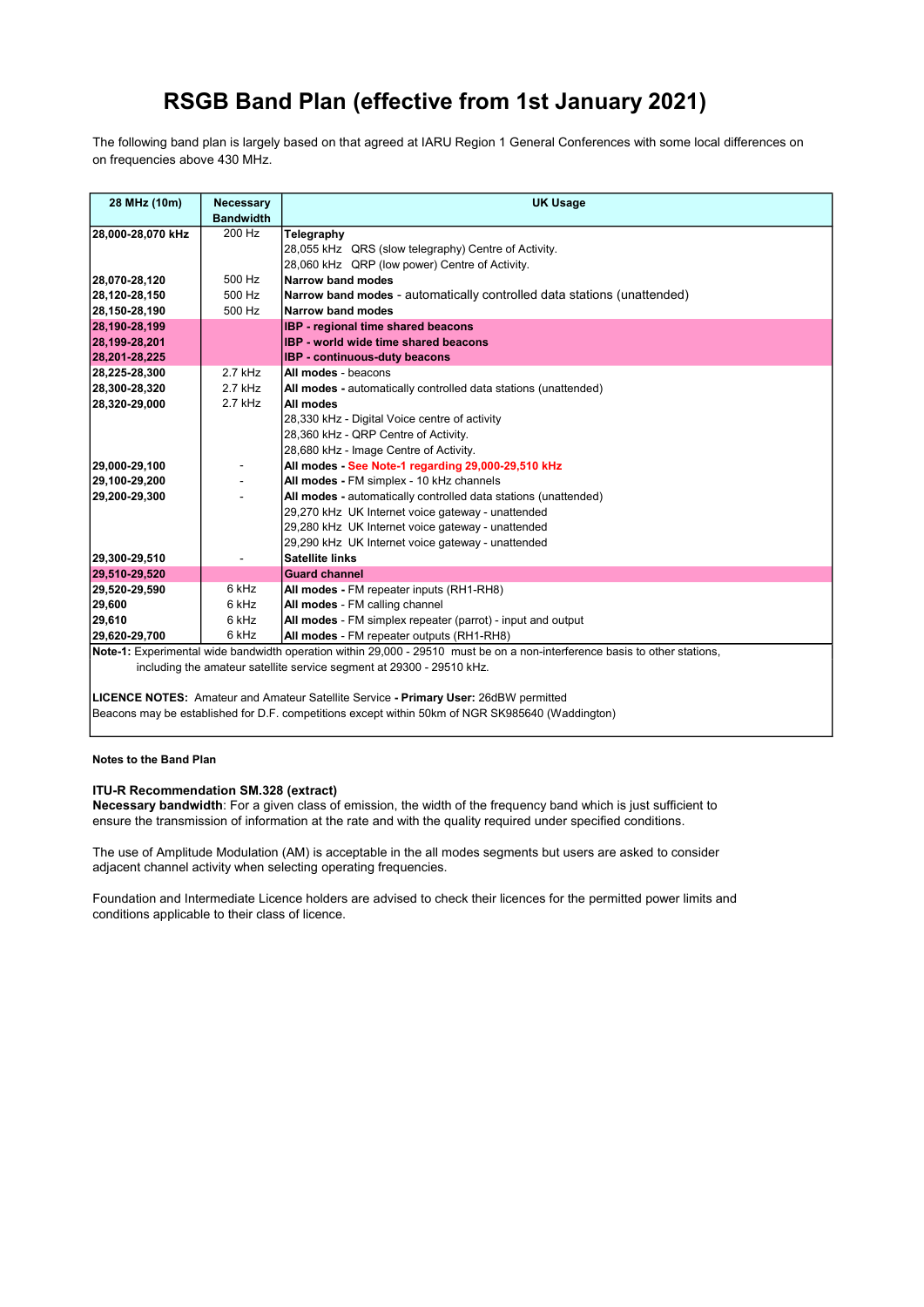# RSGB Band Plan (effective from 1st January 2021)

The following band plan is largely based on that agreed at IARU Region 1 General Conferences with some local differences on on frequencies above 430 MHz.

| 28 MHz (10m) | Necessary Bandwidth | UK Usage |
|---|---|---|
| **28,000-28,070 kHz** | 200 Hz | **Telegraphy** |
| | | 28,055 kHz QRS (slow telegraphy) Centre of Activity. |
| | | 28,060 kHz QRP (low power) Centre of Activity. |
| **28,070-28,120** | 500 Hz | **Narrow band modes** |
| **28,120-28,150** | 500 Hz | **Narrow band modes** - automatically controlled data stations (unattended) |
| **28,150-28,190** | 500 Hz | **Narrow band modes** |
| **28,190-28,199** | | **IBP - regional time shared beacons** |
| **28,199-28,201** | | **IBP - world wide time shared beacons** |
| **28,201-28,225** | | **IBP - continuous-duty beacons** |
| **28,225-28,300** | 2.7 kHz | **All modes** - beacons |
| **28,300-28,320** | 2.7 kHz | **All modes** - automatically controlled data stations (unattended) |
| **28,320-29,000** | 2.7 kHz | **All modes** |
| | | 28,330 kHz - Digital Voice centre of activity |
| | | 28,360 kHz - QRP Centre of Activity. |
| | | 28,680 kHz - Image Centre of Activity. |
| **29,000-29,100** | - | **All modes - See Note-1 regarding 29,000-29,510 kHz** |
| **29,100-29,200** | - | **All modes** - FM simplex - 10 kHz channels |
| **29,200-29,300** | - | **All modes** - automatically controlled data stations (unattended) |
| | | 29,270 kHz UK Internet voice gateway - unattended |
| | | 29,280 kHz UK Internet voice gateway - unattended |
| | | 29,290 kHz UK Internet voice gateway - unattended |
| **29,300-29,510** | - | **Satellite links** |
| **29,510-29,520** | | **Guard channel** |
| **29,520-29,590** | 6 kHz | **All modes** - FM repeater inputs (RH1-RH8) |
| **29,600** | 6 kHz | **All modes** - FM calling channel |
| **29,610** | 6 kHz | **All modes** - FM simplex repeater (parrot) - input and output |
| **29,620-29,700** | 6 kHz | **All modes** - FM repeater outputs (RH1-RH8) |

**Note-1:** Experimental wide bandwidth operation within 29,000 - 29510 must be on a non-interference basis to other stations, including the amateur satellite service segment at 29300 - 29510 kHz.

**LICENCE NOTES:** Amateur and Amateur Satellite Service **- Primary User:** 26dBW permitted
Beacons may be established for D.F. competitions except within 50km of NGR SK985640 (Waddington)

**Notes to the Band Plan**

**ITU-R Recommendation SM.328 (extract)**
**Necessary bandwidth**: For a given class of emission, the width of the frequency band which is just sufficient to ensure the transmission of information at the rate and with the quality required under specified conditions.

The use of Amplitude Modulation (AM) is acceptable in the all modes segments but users are asked to consider adjacent channel activity when selecting operating frequencies.

Foundation and Intermediate Licence holders are advised to check their licences for the permitted power limits and conditions applicable to their class of licence.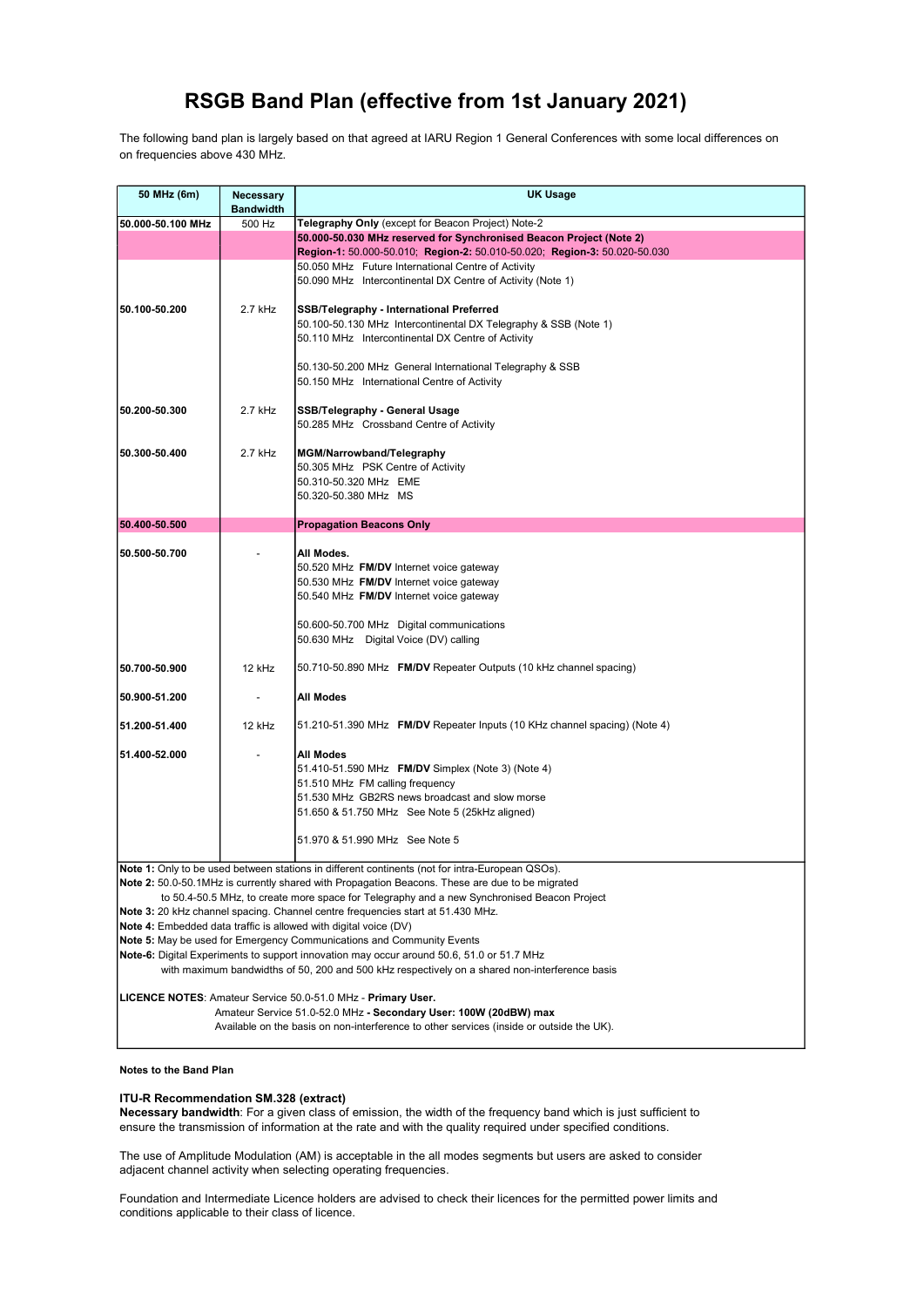# RSGB Band Plan (effective from 1st January 2021)

The following band plan is largely based on that agreed at IARU Region 1 General Conferences with some local differences on on frequencies above 430 MHz.

| 50 MHz (6m) | Necessary Bandwidth | UK Usage |
|---|---|---|
| 50.000-50.100 MHz | 500 Hz | **Telegraphy Only** (except for Beacon Project) Note-2 |
| | | **50.000-50.030 MHz reserved for Synchronised Beacon Project (Note 2)**<br>**Region-1:** 50.000-50.010; **Region-2:** 50.010-50.020; **Region-3:** 50.020-50.030 |
| | | 50.050 MHz Future International Centre of Activity<br>50.090 MHz Intercontinental DX Centre of Activity (Note 1) |
| 50.100-50.200 | 2.7 kHz | **SSB/Telegraphy - International Preferred**<br>50.100-50.130 MHz Intercontinental DX Telegraphy & SSB (Note 1)<br>50.110 MHz Intercontinental DX Centre of Activity<br><br>50.130-50.200 MHz General International Telegraphy & SSB<br>50.150 MHz International Centre of Activity |
| 50.200-50.300 | 2.7 kHz | **SSB/Telegraphy - General Usage**<br>50.285 MHz Crossband Centre of Activity |
| 50.300-50.400 | 2.7 kHz | **MGM/Narrowband/Telegraphy**<br>50.305 MHz PSK Centre of Activity<br>50.310-50.320 MHz EME<br>50.320-50.380 MHz MS |
| **50.400-50.500** | | **Propagation Beacons Only** |
| 50.500-50.700 | - | **All Modes.**<br>50.520 MHz **FM/DV** Internet voice gateway<br>50.530 MHz **FM/DV** Internet voice gateway<br>50.540 MHz **FM/DV** Internet voice gateway<br><br>50.600-50.700 MHz Digital communications<br>50.630 MHz Digital Voice (DV) calling |
| 50.700-50.900 | 12 kHz | 50.710-50.890 MHz **FM/DV** Repeater Outputs (10 kHz channel spacing) |
| 50.900-51.200 | - | **All Modes** |
| 51.200-51.400 | 12 kHz | 51.210-51.390 MHz **FM/DV** Repeater Inputs (10 KHz channel spacing) (Note 4) |
| 51.400-52.000 | - | **All Modes**<br>51.410-51.590 MHz **FM/DV** Simplex (Note 3) (Note 4)<br>51.510 MHz FM calling frequency<br>51.530 MHz GB2RS news broadcast and slow morse<br>51.650 & 51.750 MHz See Note 5 (25kHz aligned)<br><br>51.970 & 51.990 MHz See Note 5 |

**Note 1:** Only to be used between stations in different continents (not for intra-European QSOs).
**Note 2:** 50.0-50.1MHz is currently shared with Propagation Beacons. These are due to be migrated to 50.4-50.5 MHz, to create more space for Telegraphy and a new Synchronised Beacon Project
**Note 3:** 20 kHz channel spacing. Channel centre frequencies start at 51.430 MHz.
**Note 4:** Embedded data traffic is allowed with digital voice (DV)
**Note 5:** May be used for Emergency Communications and Community Events
**Note-6:** Digital Experiments to support innovation may occur around 50.6, 51.0 or 51.7 MHz with maximum bandwidths of 50, 200 and 500 kHz respectively on a shared non-interference basis

**LICENCE NOTES**: Amateur Service 50.0-51.0 MHz - **Primary User.**
Amateur Service 51.0-52.0 MHz **- Secondary User: 100W (20dBW) max**
Available on the basis on non-interference to other services (inside or outside the UK).

**Notes to the Band Plan**

**ITU-R Recommendation SM.328 (extract)**
**Necessary bandwidth**: For a given class of emission, the width of the frequency band which is just sufficient to ensure the transmission of information at the rate and with the quality required under specified conditions.

The use of Amplitude Modulation (AM) is acceptable in the all modes segments but users are asked to consider adjacent channel activity when selecting operating frequencies.

Foundation and Intermediate Licence holders are advised to check their licences for the permitted power limits and conditions applicable to their class of licence.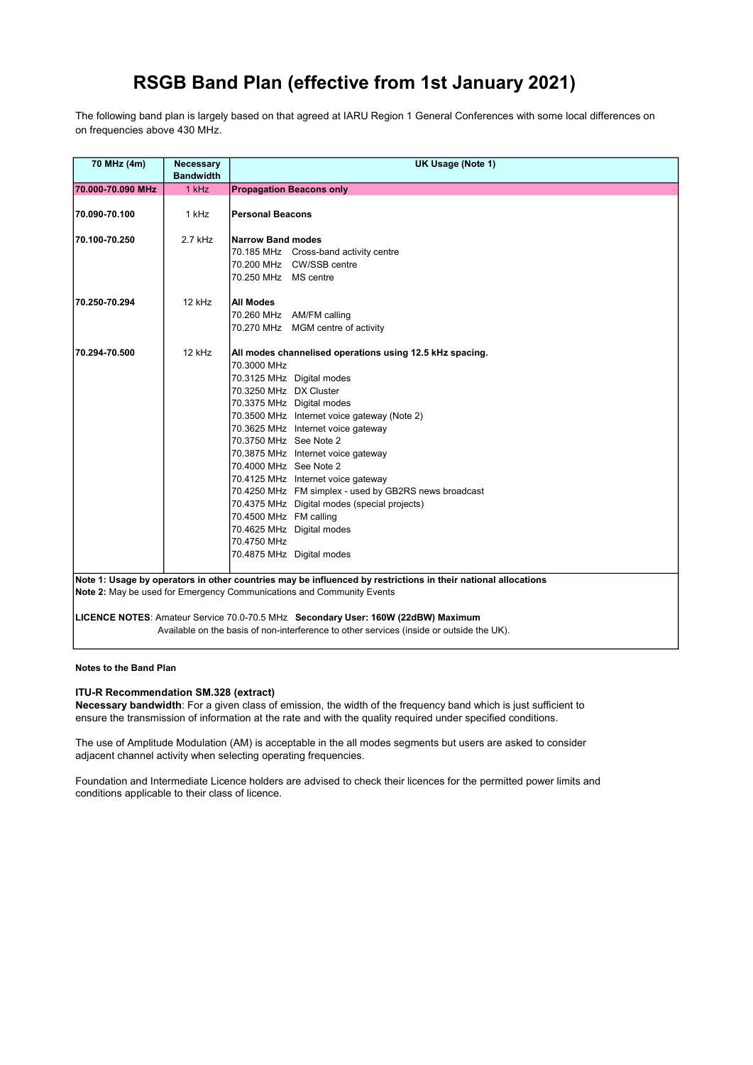# RSGB Band Plan (effective from 1st January 2021)

The following band plan is largely based on that agreed at IARU Region 1 General Conferences with some local differences on on frequencies above 430 MHz.

| 70 MHz (4m) | Necessary Bandwidth | UK Usage (Note 1) |
|---|---|---|
| **70.000-70.090 MHz** | 1 kHz | **Propagation Beacons only** |
| **70.090-70.100** | 1 kHz | **Personal Beacons** |
| **70.100-70.250** | 2.7 kHz | **Narrow Band modes**<br>70.185 MHz Cross-band activity centre<br>70.200 MHz CW/SSB centre<br>70.250 MHz MS centre |
| **70.250-70.294** | 12 kHz | **All Modes**<br>70.260 MHz AM/FM calling<br>70.270 MHz MGM centre of activity |
| **70.294-70.500** | 12 kHz | **All modes channelised operations using 12.5 kHz spacing.**<br>70.3000 MHz<br>70.3125 MHz Digital modes<br>70.3250 MHz DX Cluster<br>70.3375 MHz Digital modes<br>70.3500 MHz Internet voice gateway (Note 2)<br>70.3625 MHz Internet voice gateway<br>70.3750 MHz See Note 2<br>70.3875 MHz Internet voice gateway<br>70.4000 MHz See Note 2<br>70.4125 MHz Internet voice gateway<br>70.4250 MHz FM simplex - used by GB2RS news broadcast<br>70.4375 MHz Digital modes (special projects)<br>70.4500 MHz FM calling<br>70.4625 MHz Digital modes<br>70.4750 MHz<br>70.4875 MHz Digital modes |

**Note 1: Usage by operators in other countries may be influenced by restrictions in their national allocations**

**Note 2:** May be used for Emergency Communications and Community Events

**LICENCE NOTES**: Amateur Service 70.0-70.5 MHz **Secondary User: 160W (22dBW) Maximum**
Available on the basis of non-interference to other services (inside or outside the UK).

**Notes to the Band Plan**

**ITU-R Recommendation SM.328 (extract)**
**Necessary bandwidth**: For a given class of emission, the width of the frequency band which is just sufficient to ensure the transmission of information at the rate and with the quality required under specified conditions.

The use of Amplitude Modulation (AM) is acceptable in the all modes segments but users are asked to consider adjacent channel activity when selecting operating frequencies.

Foundation and Intermediate Licence holders are advised to check their licences for the permitted power limits and conditions applicable to their class of licence.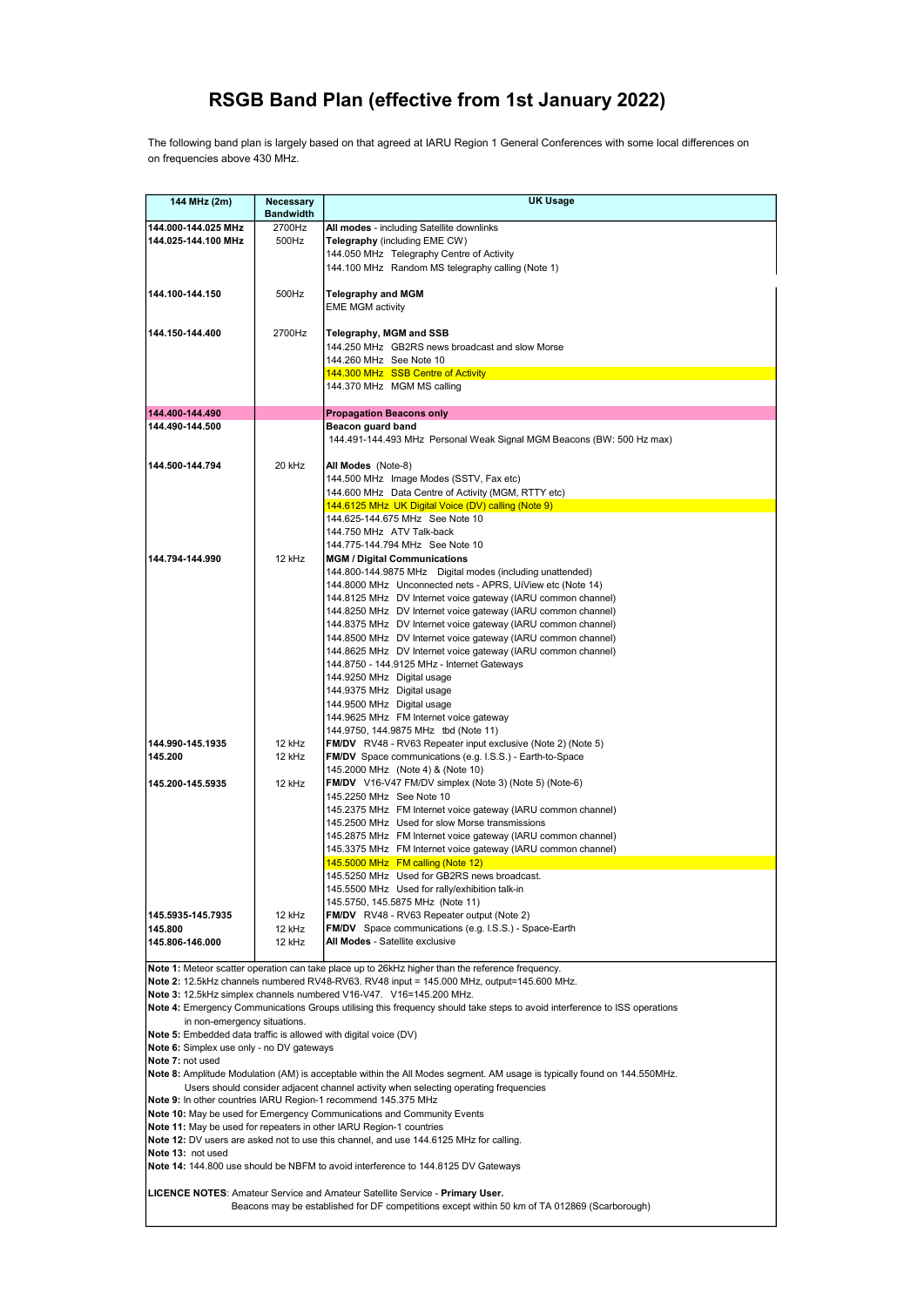# RSGB Band Plan (effective from 1st January 2022)

The following band plan is largely based on that agreed at IARU Region 1 General Conferences with some local differences on on frequencies above 430 MHz.

| 144 MHz (2m) | Necessary Bandwidth | UK Usage |
|---|---|---|
| **144.000-144.025 MHz** | 2700Hz | **All modes** - including Satellite downlinks |
| **144.025-144.100 MHz** | 500Hz | **Telegraphy** (including EME CW) |
| | | 144.050 MHz Telegraphy Centre of Activity |
| | | 144.100 MHz Random MS telegraphy calling (Note 1) |
| **144.100-144.150** | 500Hz | **Telegraphy and MGM** |
| | | EME MGM activity |
| **144.150-144.400** | 2700Hz | **Telegraphy, MGM and SSB** |
| | | 144.250 MHz GB2RS news broadcast and slow Morse |
| | | 144.260 MHz See Note 10 |
| | | 144.300 MHz SSB Centre of Activity |
| | | 144.370 MHz MGM MS calling |
| **144.400-144.490** | | **Propagation Beacons only** |
| **144.490-144.500** | | **Beacon guard band** |
| | | 144.491-144.493 MHz Personal Weak Signal MGM Beacons (BW: 500 Hz max) |
| **144.500-144.794** | 20 kHz | **All Modes** (Note-8) |
| | | 144.500 MHz Image Modes (SSTV, Fax etc) |
| | | 144.600 MHz Data Centre of Activity (MGM, RTTY etc) |
| | | 144.6125 MHz UK Digital Voice (DV) calling (Note 9) |
| | | 144.625-144.675 MHz See Note 10 |
| | | 144.750 MHz ATV Talk-back |
| | | 144.775-144.794 MHz See Note 10 |
| **144.794-144.990** | 12 kHz | **MGM / Digital Communications** |
| | | 144.800-144.9875 MHz Digital modes (including unattended) |
| | | 144.8000 MHz Unconnected nets - APRS, UiView etc (Note 14) |
| | | 144.8125 MHz DV Internet voice gateway (IARU common channel) |
| | | 144.8250 MHz DV Internet voice gateway (IARU common channel) |
| | | 144.8375 MHz DV Internet voice gateway (IARU common channel) |
| | | 144.8500 MHz DV Internet voice gateway (IARU common channel) |
| | | 144.8625 MHz DV Internet voice gateway (IARU common channel) |
| | | 144.8750 - 144.9125 MHz - Internet Gateways |
| | | 144.9250 MHz Digital usage |
| | | 144.9375 MHz Digital usage |
| | | 144.9500 MHz Digital usage |
| | | 144.9625 MHz FM Internet voice gateway |
| | | 144.9750, 144.9875 MHz tbd (Note 11) |
| **144.990-145.1935** | 12 kHz | **FM/DV** RV48 - RV63 Repeater input exclusive (Note 2) (Note 5) |
| **145.200** | 12 kHz | **FM/DV** Space communications (e.g. I.S.S.) - Earth-to-Space |
| | | 145.2000 MHz (Note 4) & (Note 10) |
| **145.200-145.5935** | 12 kHz | **FM/DV** V16-V47 FM/DV simplex (Note 3) (Note 5) (Note-6) |
| | | 145.2250 MHz See Note 10 |
| | | 145.2375 MHz FM Internet voice gateway (IARU common channel) |
| | | 145.2500 MHz Used for slow Morse transmissions |
| | | 145.2875 MHz FM Internet voice gateway (IARU common channel) |
| | | 145.3375 MHz FM Internet voice gateway (IARU common channel) |
| | | 145.5000 MHz FM calling (Note 12) |
| | | 145.5250 MHz Used for GB2RS news broadcast. |
| | | 145.5500 MHz Used for rally/exhibition talk-in |
| | | 145.5750, 145.5875 MHz (Note 11) |
| **145.5935-145.7935** | 12 kHz | **FM/DV** RV48 - RV63 Repeater output (Note 2) |
| **145.800** | 12 kHz | **FM/DV** Space communications (e.g. I.S.S.) - Space-Earth |
| **145.806-146.000** | 12 kHz | **All Modes** - Satellite exclusive |

**Note 1:** Meteor scatter operation can take place up to 26kHz higher than the reference frequency.
**Note 2:** 12.5kHz channels numbered RV48-RV63. RV48 input = 145.000 MHz, output=145.600 MHz.
**Note 3:** 12.5kHz simplex channels numbered V16-V47. V16=145.200 MHz.
**Note 4:** Emergency Communications Groups utilising this frequency should take steps to avoid interference to ISS operations in non-emergency situations.
**Note 5:** Embedded data traffic is allowed with digital voice (DV)
**Note 6:** Simplex use only - no DV gateways
**Note 7:** not used
**Note 8:** Amplitude Modulation (AM) is acceptable within the All Modes segment. AM usage is typically found on 144.550MHz. Users should consider adjacent channel activity when selecting operating frequencies
**Note 9:** In other countries IARU Region-1 recommend 145.375 MHz
**Note 10:** May be used for Emergency Communications and Community Events
**Note 11:** May be used for repeaters in other IARU Region-1 countries
**Note 12:** DV users are asked not to use this channel, and use 144.6125 MHz for calling.
**Note 13:** not used
**Note 14:** 144.800 use should be NBFM to avoid interference to 144.8125 DV Gateways

**LICENCE NOTES**: Amateur Service and Amateur Satellite Service - **Primary User.**
Beacons may be established for DF competitions except within 50 km of TA 012869 (Scarborough)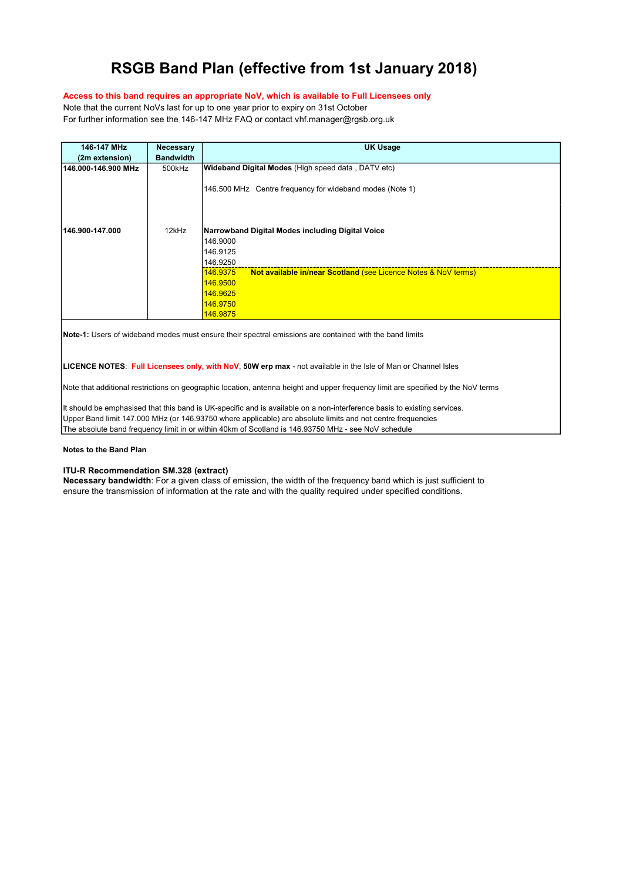# RSGB Band Plan (effective from 1st January 2018)

**Access to this band requires an appropriate NoV, which is available to Full Licensees only**

Note that the current NoVs last for up to one year prior to expiry on 31st October
For further information see the 146-147 MHz FAQ or contact vhf.manager@rsgb.org.uk

| 146-147 MHz (2m extension) | Necessary Bandwidth | UK Usage |
|---|---|---|
| **146.000-146.900 MHz** | 500kHz | **Wideband Digital Modes** (High speed data , DATV etc) |
| | | 146.500 MHz Centre frequency for wideband modes (Note 1) |
| **146.900-147.000** | 12kHz | **Narrowband Digital Modes including Digital Voice** |
| | | 146.9000 |
| | | 146.9125 |
| | | 146.9250 |
| | | 146.9375 **Not available in/near Scotland** (see Licence Notes & NoV terms) |
| | | 146.9500 |
| | | 146.9625 |
| | | 146.9750 |
| | | 146.9875 |

**Note-1:** Users of wideband modes must ensure their spectral emissions are contained with the band limits

**LICENCE NOTES**: **Full Licensees only, with NoV**, **50W erp max** - not available in the Isle of Man or Channel Isles

Note that additional restrictions on geographic location, antenna height and upper frequency limit are specified by the NoV terms

It should be emphasised that this band is UK-specific and is available on a non-interference basis to existing services.
Upper Band limit 147.000 MHz (or 146.93750 where applicable) are absolute limits and not centre frequencies
The absolute band frequency limit in or within 40km of Scotland is 146.93750 MHz - see NoV schedule

**Notes to the Band Plan**

**ITU-R Recommendation SM.328 (extract)**
**Necessary bandwidth**: For a given class of emission, the width of the frequency band which is just sufficient to ensure the transmission of information at the rate and with the quality required under specified conditions.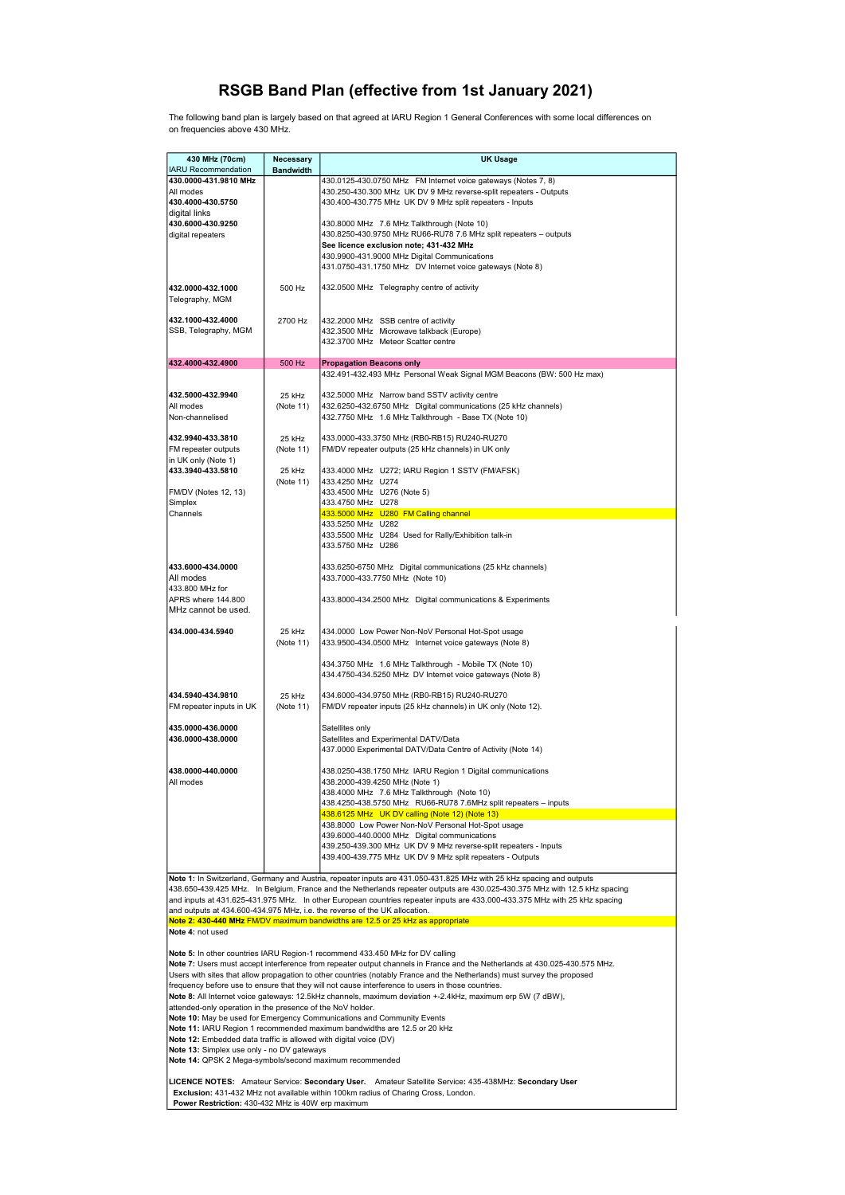# RSGB Band Plan (effective from 1st January 2021)

The following band plan is largely based on that agreed at IARU Region 1 General Conferences with some local differences on on frequencies above 430 MHz.

| 430 MHz (70cm) IARU Recommendation | Necessary Bandwidth | UK Usage |
|---|---|---|
| **430.0000-431.9810 MHz** All modes **430.4000-430.5750** digital links **430.6000-430.9250** digital repeaters | | 430.0125-430.0750 MHz FM Internet voice gateways (Notes 7, 8)<br>430.250-430.300 MHz UK DV 9 MHz reverse-split repeaters - Outputs<br>430.400-430.775 MHz UK DV 9 MHz split repeaters - Inputs<br><br>430.8000 MHz 7.6 MHz Talkthrough (Note 10)<br>430.8250-430.9750 MHz RU66-RU78 7.6 MHz split repeaters – outputs<br>**See licence exclusion note; 431-432 MHz**<br>430.9900-431.9000 MHz Digital Communications<br>431.0750-431.1750 MHz DV Internet voice gateways (Note 8) |
| **432.0000-432.1000** Telegraphy, MGM | 500 Hz | 432.0500 MHz Telegraphy centre of activity |
| **432.1000-432.4000** SSB, Telegraphy, MGM | 2700 Hz | 432.2000 MHz SSB centre of activity<br>432.3500 MHz Microwave talkback (Europe)<br>432.3700 MHz Meteor Scatter centre |
| **432.4000-432.4900** | 500 Hz | **Propagation Beacons only**<br>432.491-432.493 MHz Personal Weak Signal MGM Beacons (BW: 500 Hz max) |
| **432.5000-432.9940** All modes Non-channelised | 25 kHz (Note 11) | 432.5000 MHz Narrow band SSTV activity centre<br>432.6250-432.6750 MHz Digital communications (25 kHz channels)<br>432.7750 MHz 1.6 MHz Talkthrough - Base TX (Note 10) |
| **432.9940-433.3810** FM repeater outputs in UK only (Note 1) | 25 kHz (Note 11) | 433.0000-433.3750 MHz (RB0-RB15) RU240-RU270<br>FM/DV repeater outputs (25 kHz channels) in UK only |
| **433.3940-433.5810** FM/DV (Notes 12, 13) Simplex Channels | 25 kHz (Note 11) | 433.4000 MHz U272; IARU Region 1 SSTV (FM/AFSK)<br>433.4250 MHz U274<br>433.4500 MHz U276 (Note 5)<br>433.4750 MHz U278<br>433.5000 MHz U280 FM Calling channel<br>433.5250 MHz U282<br>433.5500 MHz U284 Used for Rally/Exhibition talk-in<br>433.5750 MHz U286 |
| **433.6000-434.0000** All modes 433.800 MHz for APRS where 144.800 MHz cannot be used. | | 433.6250-6750 MHz Digital communications (25 kHz channels)<br>433.7000-433.7750 MHz (Note 10)<br><br>433.8000-434.2500 MHz Digital communications & Experiments |
| **434.000-434.5940** | 25 kHz (Note 11) | 434.0000 Low Power Non-NoV Personal Hot-Spot usage<br>433.9500-434.0500 MHz Internet voice gateways (Note 8)<br><br>434.3750 MHz 1.6 MHz Talkthrough - Mobile TX (Note 10)<br>434.4750-434.5250 MHz DV Internet voice gateways (Note 8) |
| **434.5940-434.9810** FM repeater inputs in UK | 25 kHz (Note 11) | 434.6000-434.9750 MHz (RB0-RB15) RU240-RU270<br>FM/DV repeater inputs (25 kHz channels) in UK only (Note 12). |
| **435.0000-436.0000** | | Satellites only |
| **436.0000-438.0000** | | Satellites and Experimental DATV/Data<br>437.0000 Experimental DATV/Data Centre of Activity (Note 14) |
| **438.0000-440.0000** All modes | | 438.0250-438.1750 MHz IARU Region 1 Digital communications<br>438.2000-439.4250 MHz (Note 1)<br>438.4000 MHz 7.6 MHz Talkthrough (Note 10)<br>438.4250-438.5750 MHz RU66-RU78 7.6MHz split repeaters – inputs<br>438.6125 MHz UK DV calling (Note 12) (Note 13)<br>438.8000 Low Power Non-NoV Personal Hot-Spot usage<br>439.6000-440.0000 MHz Digital communications<br>439.250-439.300 MHz UK DV 9 MHz reverse-split repeaters - Inputs<br>439.400-439.775 MHz UK DV 9 MHz split repeaters - Outputs |

**Note 1:** In Switzerland, Germany and Austria, repeater inputs are 431.050-431.825 MHz with 25 kHz spacing and outputs 438.650-439.425 MHz. In Belgium, France and the Netherlands repeater outputs are 430.025-430.375 MHz with 12.5 kHz spacing and inputs at 431.625-431.975 MHz. In other European countries repeater inputs are 433.000-433.375 MHz with 25 kHz spacing and outputs at 434.600-434.975 MHz, i.e. the reverse of the UK allocation.

**Note 2: 430-440 MHz** FM/DV maximum bandwidths are 12.5 or 25 kHz as appropriate

**Note 4:** not used

**Note 5:** In other countries IARU Region-1 recommend 433.450 MHz for DV calling

**Note 7:** Users must accept interference from repeater output channels in France and the Netherlands at 430.025-430.575 MHz. Users with sites that allow propagation to other countries (notably France and the Netherlands) must survey the proposed frequency before use to ensure that they will not cause interference to users in those countries.

**Note 8:** All Internet voice gateways: 12.5kHz channels, maximum deviation +-2.4kHz, maximum erp 5W (7 dBW), attended-only operation in the presence of the NoV holder.

**Note 10:** May be used for Emergency Communications and Community Events

**Note 11:** IARU Region 1 recommended maximum bandwidths are 12.5 or 20 kHz

**Note 12:** Embedded data traffic is allowed with digital voice (DV)

**Note 13:** Simplex use only - no DV gateways

**Note 14:** QPSK 2 Mega-symbols/second maximum recommended

**LICENCE NOTES:** Amateur Service: **Secondary User.** Amateur Satellite Service**:** 435-438MHz: **Secondary User**

**Exclusion:** 431-432 MHz not available within 100km radius of Charing Cross, London.

**Power Restriction:** 430-432 MHz is 40W erp maximum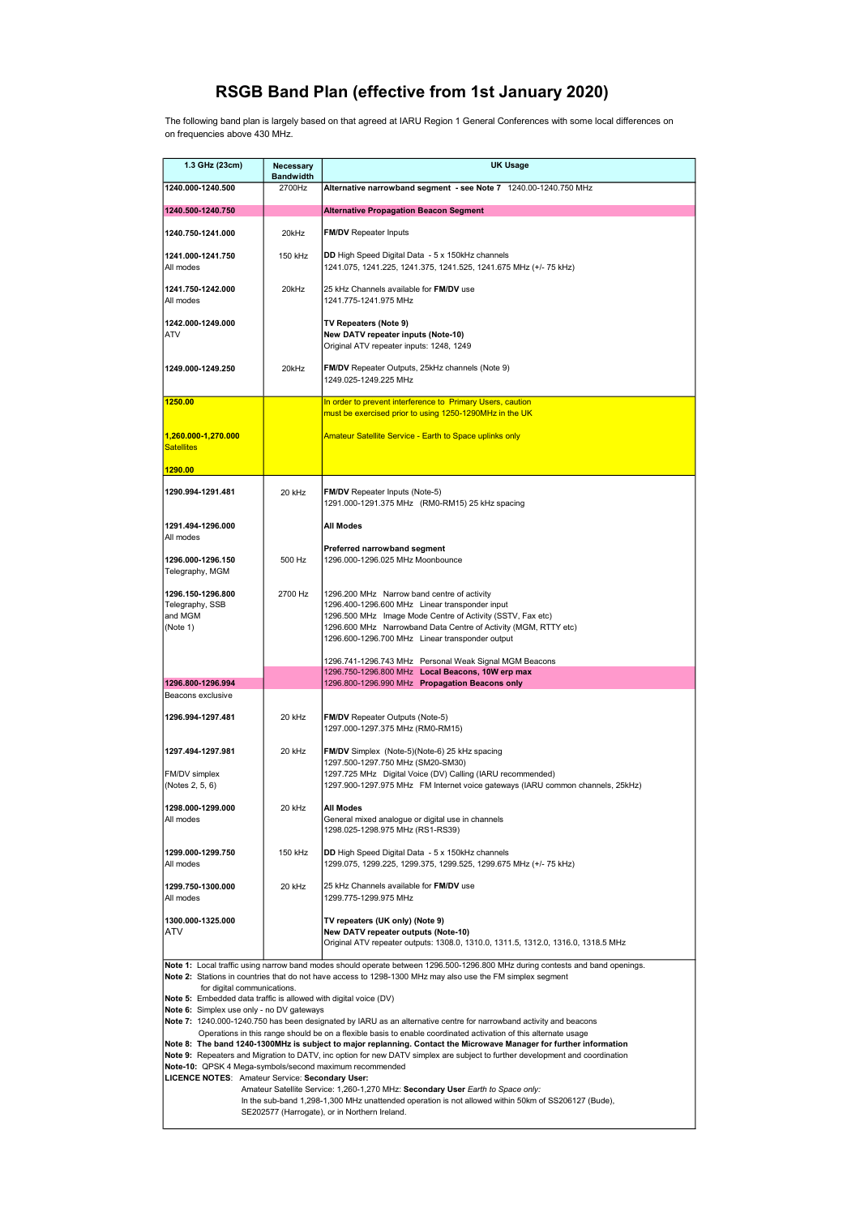# RSGB Band Plan (effective from 1st January 2020)

The following band plan is largely based on that agreed at IARU Region 1 General Conferences with some local differences on on frequencies above 430 MHz.

| 1.3 GHz (23cm) | Necessary Bandwidth | UK Usage |
|---|---|---|
| **1240.000-1240.500** | 2700Hz | **Alternative narrowband segment - see Note 7** 1240.00-1240.750 MHz |
| **1240.500-1240.750** | | **Alternative Propagation Beacon Segment** |
| **1240.750-1241.000** | 20kHz | **FM/DV** Repeater Inputs |
| **1241.000-1241.750** All modes | 150 kHz | **DD** High Speed Digital Data - 5 x 150kHz channels 1241.075, 1241.225, 1241.375, 1241.525, 1241.675 MHz (+/- 75 kHz) |
| **1241.750-1242.000** All modes | 20kHz | 25 kHz Channels available for **FM/DV** use 1241.775-1241.975 MHz |
| **1242.000-1249.000** ATV | | **TV Repeaters (Note 9)** **New DATV repeater inputs (Note-10)** Original ATV repeater inputs: 1248, 1249 |
| **1249.000-1249.250** | 20kHz | **FM/DV** Repeater Outputs, 25kHz channels (Note 9) 1249.025-1249.225 MHz |
| **1250.00** | | In order to prevent interference to Primary Users, caution must be exercised prior to using 1250-1290MHz in the UK |
| **1,260.000-1,270.000** Satellites | | Amateur Satellite Service - Earth to Space uplinks only |
| **1290.00** | | |
| **1290.994-1291.481** | 20 kHz | **FM/DV** Repeater Inputs (Note-5) 1291.000-1291.375 MHz (RM0-RM15) 25 kHz spacing |
| **1291.494-1296.000** All modes | | **All Modes** |
| **1296.000-1296.150** Telegraphy, MGM | 500 Hz | **Preferred narrowband segment** 1296.000-1296.025 MHz Moonbounce |
| **1296.150-1296.800** Telegraphy, SSB and MGM (Note 1) | 2700 Hz | 1296.200 MHz Narrow band centre of activity<br>1296.400-1296.600 MHz Linear transponder input<br>1296.500 MHz Image Mode Centre of Activity (SSTV, Fax etc)<br>1296.600 MHz Narrowband Data Centre of Activity (MGM, RTTY etc)<br>1296.600-1296.700 MHz Linear transponder output<br>1296.741-1296.743 MHz Personal Weak Signal MGM Beacons<br>1296.750-1296.800 MHz **Local Beacons, 10W erp max** |
| **1296.800-1296.994** Beacons exclusive | | 1296.800-1296.990 MHz **Propagation Beacons only** |
| **1296.994-1297.481** | 20 kHz | **FM/DV** Repeater Outputs (Note-5) 1297.000-1297.375 MHz (RM0-RM15) |
| **1297.494-1297.981** FM/DV simplex (Notes 2, 5, 6) | 20 kHz | **FM/DV** Simplex (Note-5)(Note-6) 25 kHz spacing<br>1297.500-1297.750 MHz (SM20-SM30)<br>1297.725 MHz Digital Voice (DV) Calling (IARU recommended)<br>1297.900-1297.975 MHz FM Internet voice gateways (IARU common channels, 25kHz) |
| **1298.000-1299.000** All modes | 20 kHz | **All Modes** General mixed analogue or digital use in channels 1298.025-1298.975 MHz (RS1-RS39) |
| **1299.000-1299.750** All modes | 150 kHz | **DD** High Speed Digital Data - 5 x 150kHz channels 1299.075, 1299.225, 1299.375, 1299.525, 1299.675 MHz (+/- 75 kHz) |
| **1299.750-1300.000** All modes | 20 kHz | 25 kHz Channels available for **FM/DV** use 1299.775-1299.975 MHz |
| **1300.000-1325.000** ATV | | **TV repeaters (UK only) (Note 9)** **New DATV repeater outputs (Note-10)** Original ATV repeater outputs: 1308.0, 1310.0, 1311.5, 1312.0, 1316.0, 1318.5 MHz |

**Note 1:** Local traffic using narrow band modes should operate between 1296.500-1296.800 MHz during contests and band openings.
**Note 2:** Stations in countries that do not have access to 1298-1300 MHz may also use the FM simplex segment for digital communications.
**Note 5:** Embedded data traffic is allowed with digital voice (DV)
**Note 6:** Simplex use only - no DV gateways
**Note 7:** 1240.000-1240.750 has been designated by IARU as an alternative centre for narrowband activity and beacons
Operations in this range should be on a flexible basis to enable coordinated activation of this alternate usage
**Note 8: The band 1240-1300MHz is subject to major replanning. Contact the Microwave Manager for further information**
**Note 9:** Repeaters and Migration to DATV, inc option for new DATV simplex are subject to further development and coordination
**Note-10:** QPSK 4 Mega-symbols/second maximum recommended
**LICENCE NOTES**: Amateur Service: **Secondary User:**
Amateur Satellite Service: 1,260-1,270 MHz: **Secondary User** *Earth to Space only:*
In the sub-band 1,298-1,300 MHz unattended operation is not allowed within 50km of SS206127 (Bude), SE202577 (Harrogate), or in Northern Ireland.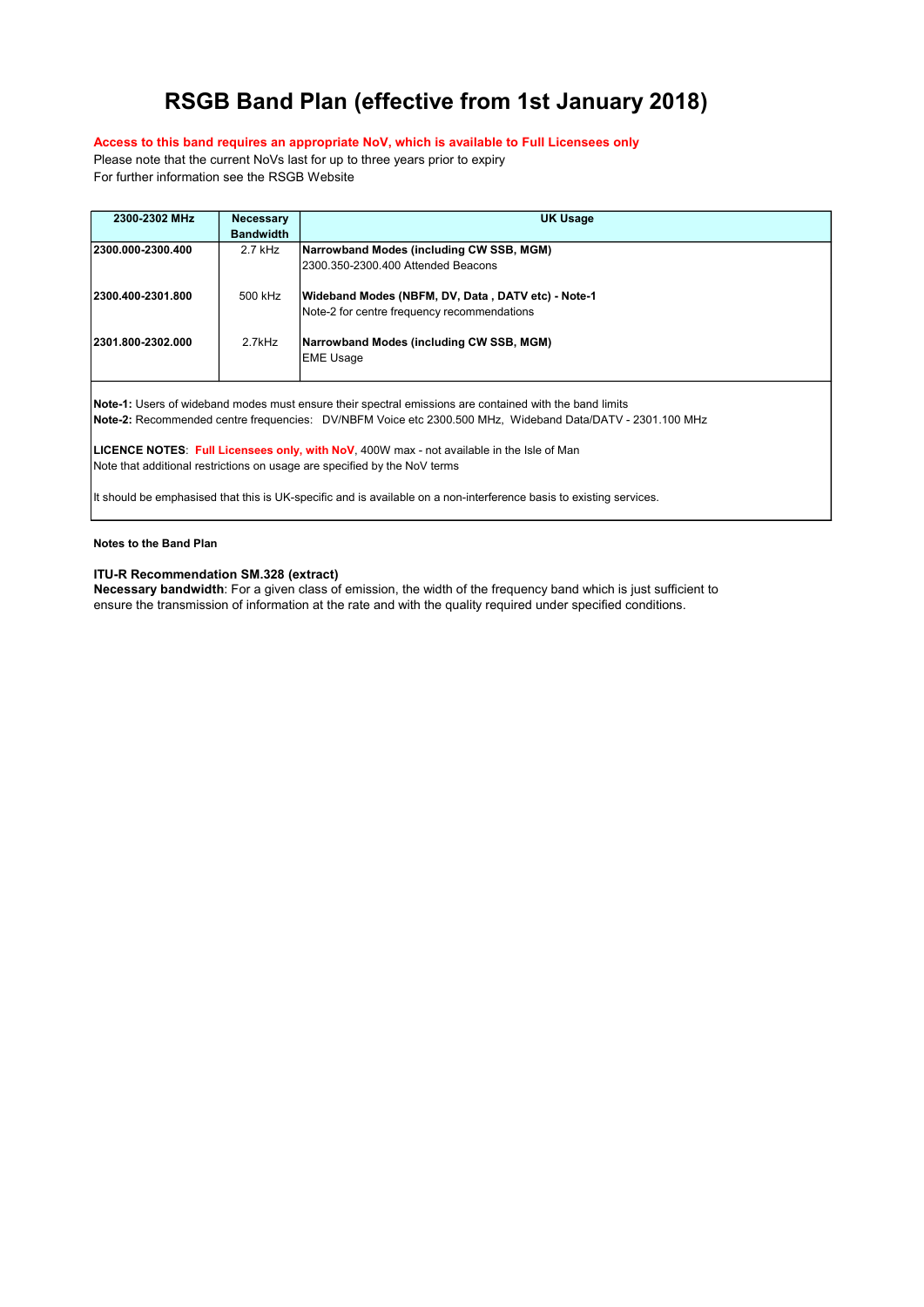# RSGB Band Plan (effective from 1st January 2018)

**Access to this band requires an appropriate NoV, which is available to Full Licensees only**

Please note that the current NoVs last for up to three years prior to expiry

For further information see the RSGB Website

| 2300-2302 MHz | Necessary Bandwidth | UK Usage |
|---|---|---|
| **2300.000-2300.400** | 2.7 kHz | **Narrowband Modes (including CW SSB, MGM)**<br>2300.350-2300.400 Attended Beacons |
| **2300.400-2301.800** | 500 kHz | **Wideband Modes (NBFM, DV, Data , DATV etc) - Note-1**<br>Note-2 for centre frequency recommendations |
| **2301.800-2302.000** | 2.7kHz | **Narrowband Modes (including CW SSB, MGM)**<br>EME Usage |

**Note-1:** Users of wideband modes must ensure their spectral emissions are contained with the band limits

**Note-2:** Recommended centre frequencies: DV/NBFM Voice etc 2300.500 MHz, Wideband Data/DATV - 2301.100 MHz

**LICENCE NOTES**: **Full Licensees only, with NoV**, 400W max - not available in the Isle of Man

Note that additional restrictions on usage are specified by the NoV terms

It should be emphasised that this is UK-specific and is available on a non-interference basis to existing services.

**Notes to the Band Plan**

**ITU-R Recommendation SM.328 (extract)**

**Necessary bandwidth**: For a given class of emission, the width of the frequency band which is just sufficient to ensure the transmission of information at the rate and with the quality required under specified conditions.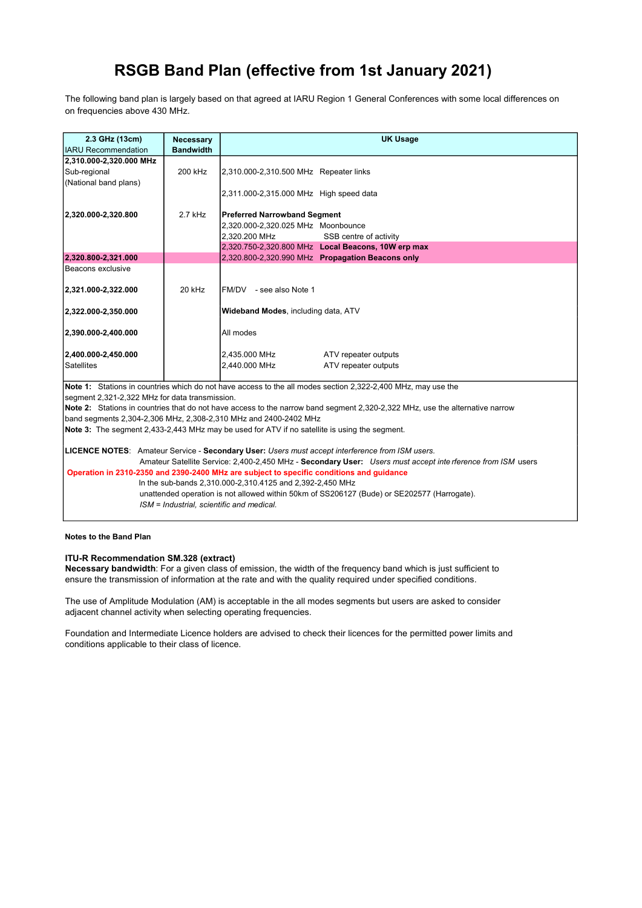# RSGB Band Plan (effective from 1st January 2021)

The following band plan is largely based on that agreed at IARU Region 1 General Conferences with some local differences on on frequencies above 430 MHz.

| **2.3 GHz (13cm)** IARU Recommendation | **Necessary Bandwidth** | **UK Usage** |
|---|---|---|
| **2,310.000-2,320.000 MHz** Sub-regional (National band plans) | 200 kHz | 2,310.000-2,310.500 MHz Repeater links |
| | | 2,311.000-2,315.000 MHz High speed data |
| **2,320.000-2,320.800** | 2.7 kHz | **Preferred Narrowband Segment** |
| | | 2,320.000-2,320.025 MHz Moonbounce |
| | | 2,320.200 MHz SSB centre of activity |
| | | 2,320.750-2,320.800 MHz **Local Beacons, 10W erp max** |
| **2,320.800-2,321.000** Beacons exclusive | | 2,320.800-2,320.990 MHz **Propagation Beacons only** |
| **2,321.000-2,322.000** | 20 kHz | FM/DV - see also Note 1 |
| **2,322.000-2,350.000** | | **Wideband Modes**, including data, ATV |
| **2,390.000-2,400.000** | | All modes |
| **2,400.000-2,450.000** Satellites | | 2,435.000 MHz ATV repeater outputs |
| | | 2,440.000 MHz ATV repeater outputs |

**Note 1:** Stations in countries which do not have access to the all modes section 2,322-2,400 MHz, may use the segment 2,321-2,322 MHz for data transmission.

**Note 2:** Stations in countries that do not have access to the narrow band segment 2,320-2,322 MHz, use the alternative narrow band segments 2,304-2,306 MHz, 2,308-2,310 MHz and 2400-2402 MHz

**Note 3:** The segment 2,433-2,443 MHz may be used for ATV if no satellite is using the segment.

**LICENCE NOTES**: Amateur Service - **Secondary User:** *Users must accept interference from ISM users.*
Amateur Satellite Service: 2,400-2,450 MHz - **Secondary User:** *Users must accept interference from ISM* users

**Operation in 2310-2350 and 2390-2400 MHz are subject to specific conditions and guidance**

In the sub-bands 2,310.000-2,310.4125 and 2,392-2,450 MHz
unattended operation is not allowed within 50km of SS206127 (Bude) or SE202577 (Harrogate).
*ISM = Industrial, scientific and medical.*

**Notes to the Band Plan**

**ITU-R Recommendation SM.328 (extract)**
**Necessary bandwidth**: For a given class of emission, the width of the frequency band which is just sufficient to ensure the transmission of information at the rate and with the quality required under specified conditions.

The use of Amplitude Modulation (AM) is acceptable in the all modes segments but users are asked to consider adjacent channel activity when selecting operating frequencies.

Foundation and Intermediate Licence holders are advised to check their licences for the permitted power limits and conditions applicable to their class of licence.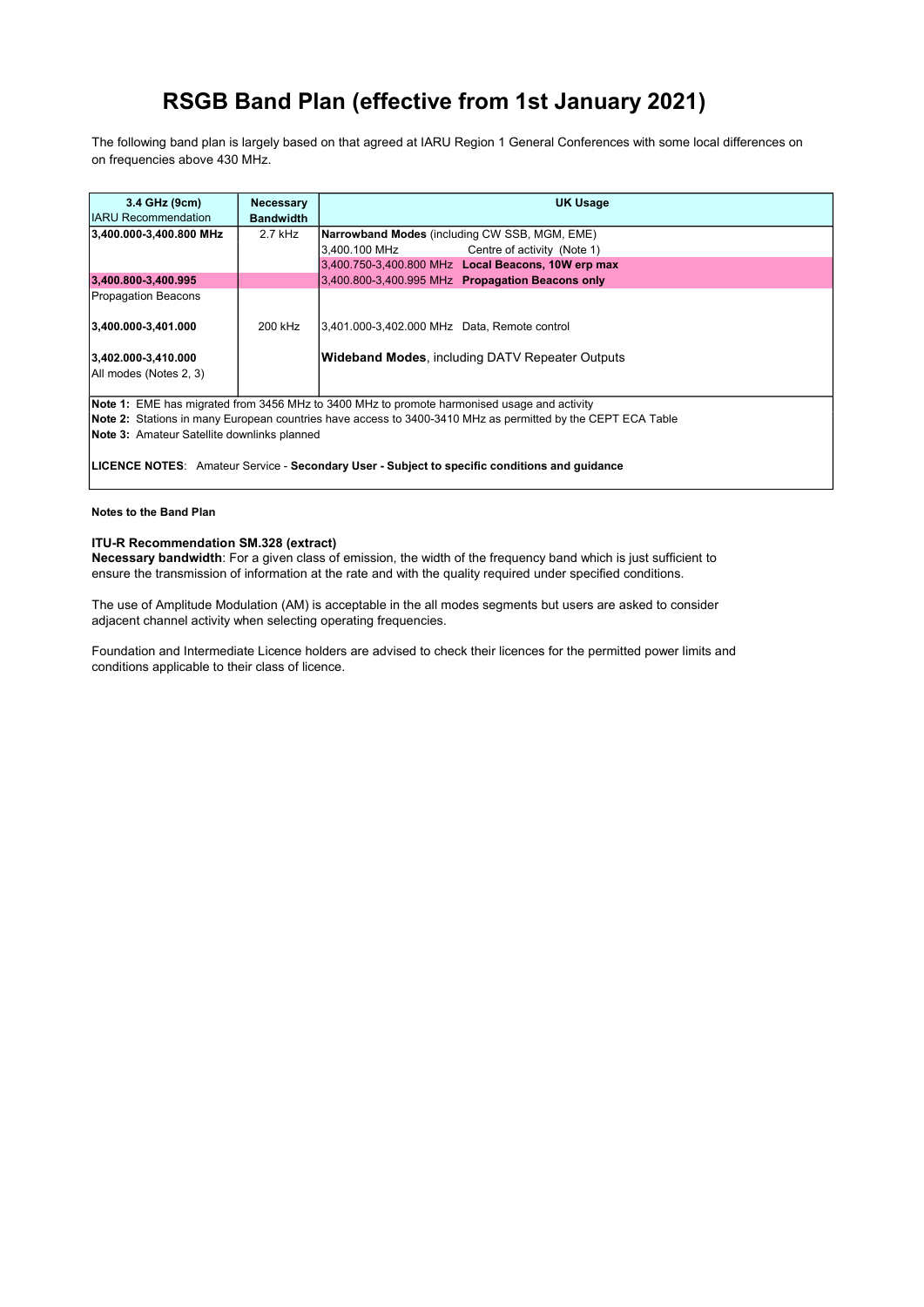# RSGB Band Plan (effective from 1st January 2021)

The following band plan is largely based on that agreed at IARU Region 1 General Conferences with some local differences on on frequencies above 430 MHz.

| **3.4 GHz (9cm)** IARU Recommendation | **Necessary Bandwidth** | **UK Usage** |
|---|---|---|
| **3,400.000-3,400.800 MHz** | 2.7 kHz | **Narrowband Modes** (including CW SSB, MGM, EME) |
| | | 3,400.100 MHz Centre of activity (Note 1) |
| | | 3,400.750-3,400.800 MHz **Local Beacons, 10W erp max** |
| **3,400.800-3,400.995** | | 3,400.800-3,400.995 MHz **Propagation Beacons only** |
| Propagation Beacons | | |
| **3,400.000-3,401.000** | 200 kHz | 3,401.000-3,402.000 MHz Data, Remote control |
| **3,402.000-3,410.000** All modes (Notes 2, 3) | | **Wideband Modes**, including DATV Repeater Outputs |

**Note 1:** EME has migrated from 3456 MHz to 3400 MHz to promote harmonised usage and activity

**Note 2:** Stations in many European countries have access to 3400-3410 MHz as permitted by the CEPT ECA Table

**Note 3:** Amateur Satellite downlinks planned

**LICENCE NOTES**: Amateur Service - **Secondary User - Subject to specific conditions and guidance**

**Notes to the Band Plan**

**ITU-R Recommendation SM.328 (extract)**
**Necessary bandwidth**: For a given class of emission, the width of the frequency band which is just sufficient to ensure the transmission of information at the rate and with the quality required under specified conditions.

The use of Amplitude Modulation (AM) is acceptable in the all modes segments but users are asked to consider adjacent channel activity when selecting operating frequencies.

Foundation and Intermediate Licence holders are advised to check their licences for the permitted power limits and conditions applicable to their class of licence.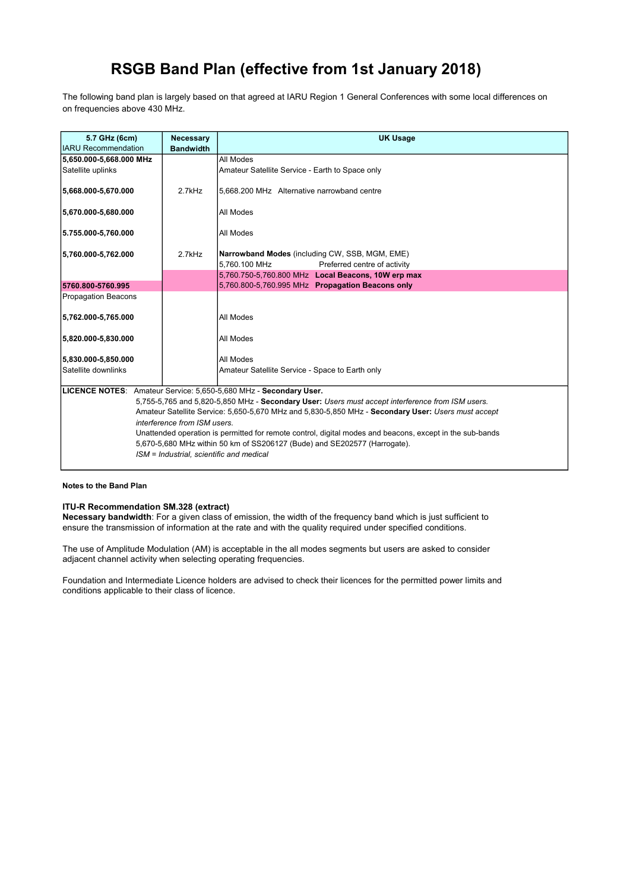# RSGB Band Plan (effective from 1st January 2018)

The following band plan is largely based on that agreed at IARU Region 1 General Conferences with some local differences on on frequencies above 430 MHz.

| **5.7 GHz (6cm)** IARU Recommendation | **Necessary Bandwidth** | **UK Usage** |
|---|---|---|
| **5,650.000-5,668.000 MHz** Satellite uplinks | | All Modes Amateur Satellite Service - Earth to Space only |
| **5,668.000-5,670.000** | 2.7kHz | 5,668.200 MHz Alternative narrowband centre |
| **5,670.000-5,680.000** | | All Modes |
| **5,755.000-5,760.000** | | All Modes |
| **5,760.000-5,762.000** | 2.7kHz | **Narrowband Modes** (including CW, SSB, MGM, EME) 5,760.100 MHz Preferred centre of activity |
| | | 5,760.750-5,760.800 MHz **Local Beacons, 10W erp max** |
| **5760.800-5760.995** Propagation Beacons | | 5,760.800-5,760.995 MHz **Propagation Beacons only** |
| **5,762.000-5,765.000** | | All Modes |
| **5,820.000-5,830.000** | | All Modes |
| **5,830.000-5,850.000** Satellite downlinks | | All Modes Amateur Satellite Service - Space to Earth only |

**LICENCE NOTES**: Amateur Service: 5,650-5,680 MHz - **Secondary User.**
5,755-5,765 and 5,820-5,850 MHz - **Secondary User:** *Users must accept interference from ISM users.*
Amateur Satellite Service: 5,650-5,670 MHz and 5,830-5,850 MHz - **Secondary User:** *Users must accept interference from ISM users.*
Unattended operation is permitted for remote control, digital modes and beacons, except in the sub-bands 5,670-5,680 MHz within 50 km of SS206127 (Bude) and SE202577 (Harrogate).
*ISM = Industrial, scientific and medical*

**Notes to the Band Plan**

**ITU-R Recommendation SM.328 (extract)**
**Necessary bandwidth**: For a given class of emission, the width of the frequency band which is just sufficient to ensure the transmission of information at the rate and with the quality required under specified conditions.

The use of Amplitude Modulation (AM) is acceptable in the all modes segments but users are asked to consider adjacent channel activity when selecting operating frequencies.

Foundation and Intermediate Licence holders are advised to check their licences for the permitted power limits and conditions applicable to their class of licence.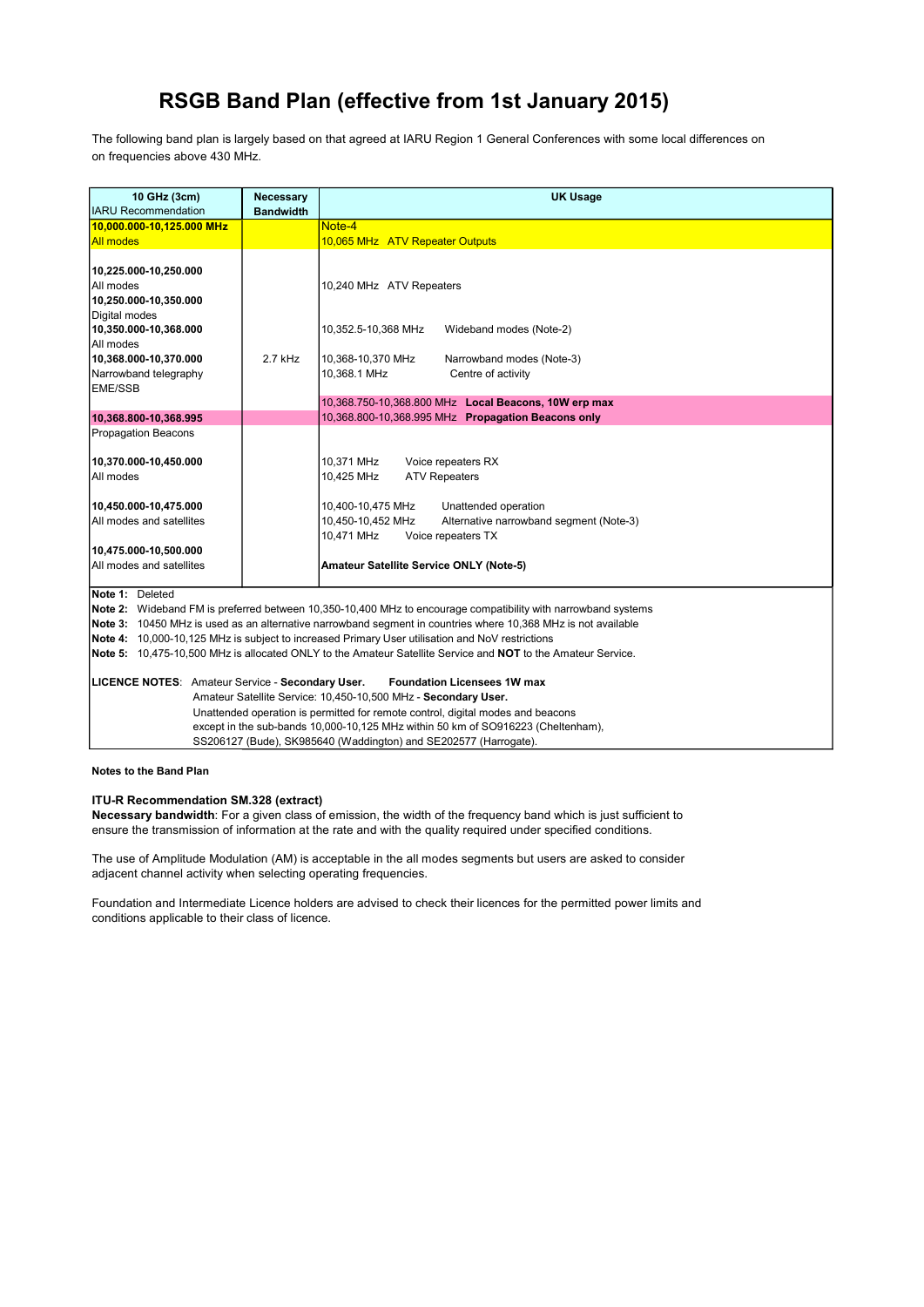# RSGB Band Plan (effective from 1st January 2015)

The following band plan is largely based on that agreed at IARU Region 1 General Conferences with some local differences on on frequencies above 430 MHz.

| **10 GHz (3cm)** IARU Recommendation | **Necessary Bandwidth** | **UK Usage** |
|---|---|---|
| **10,000.000-10,125.000 MHz** All modes | | Note-4<br>10,065 MHz ATV Repeater Outputs |
| **10,225.000-10,250.000** All modes | | 10,240 MHz ATV Repeaters |
| **10,250.000-10,350.000** Digital modes | | |
| **10,350.000-10,368.000** All modes | | 10,352.5-10,368 MHz Wideband modes (Note-2) |
| **10,368.000-10,370.000** Narrowband telegraphy EME/SSB | 2.7 kHz | 10,368-10,370 MHz Narrowband modes (Note-3)<br>10,368.1 MHz Centre of activity |
| | | 10,368.750-10,368.800 MHz **Local Beacons, 10W erp max** |
| **10,368.800-10,368.995** Propagation Beacons | | 10,368.800-10,368.995 MHz **Propagation Beacons only** |
| **10,370.000-10,450.000** All modes | | 10,371 MHz Voice repeaters RX<br>10,425 MHz ATV Repeaters |
| **10,450.000-10,475.000** All modes and satellites | | 10,400-10,475 MHz Unattended operation<br>10,450-10,452 MHz Alternative narrowband segment (Note-3)<br>10,471 MHz Voice repeaters TX |
| **10,475.000-10,500.000** All modes and satellites | | **Amateur Satellite Service ONLY (Note-5)** |

**Note 1:** Deleted
**Note 2:** Wideband FM is preferred between 10,350-10,400 MHz to encourage compatibility with narrowband systems
**Note 3:** 10450 MHz is used as an alternative narrowband segment in countries where 10,368 MHz is not available
**Note 4:** 10,000-10,125 MHz is subject to increased Primary User utilisation and NoV restrictions
**Note 5:** 10,475-10,500 MHz is allocated ONLY to the Amateur Satellite Service and **NOT** to the Amateur Service.

**LICENCE NOTES**: Amateur Service - **Secondary User.** **Foundation Licensees 1W max**
Amateur Satellite Service: 10,450-10,500 MHz - **Secondary User.**
Unattended operation is permitted for remote control, digital modes and beacons except in the sub-bands 10,000-10,125 MHz within 50 km of SO916223 (Cheltenham), SS206127 (Bude), SK985640 (Waddington) and SE202577 (Harrogate).

**Notes to the Band Plan**

**ITU-R Recommendation SM.328 (extract)**
**Necessary bandwidth**: For a given class of emission, the width of the frequency band which is just sufficient to ensure the transmission of information at the rate and with the quality required under specified conditions.

The use of Amplitude Modulation (AM) is acceptable in the all modes segments but users are asked to consider adjacent channel activity when selecting operating frequencies.

Foundation and Intermediate Licence holders are advised to check their licences for the permitted power limits and conditions applicable to their class of licence.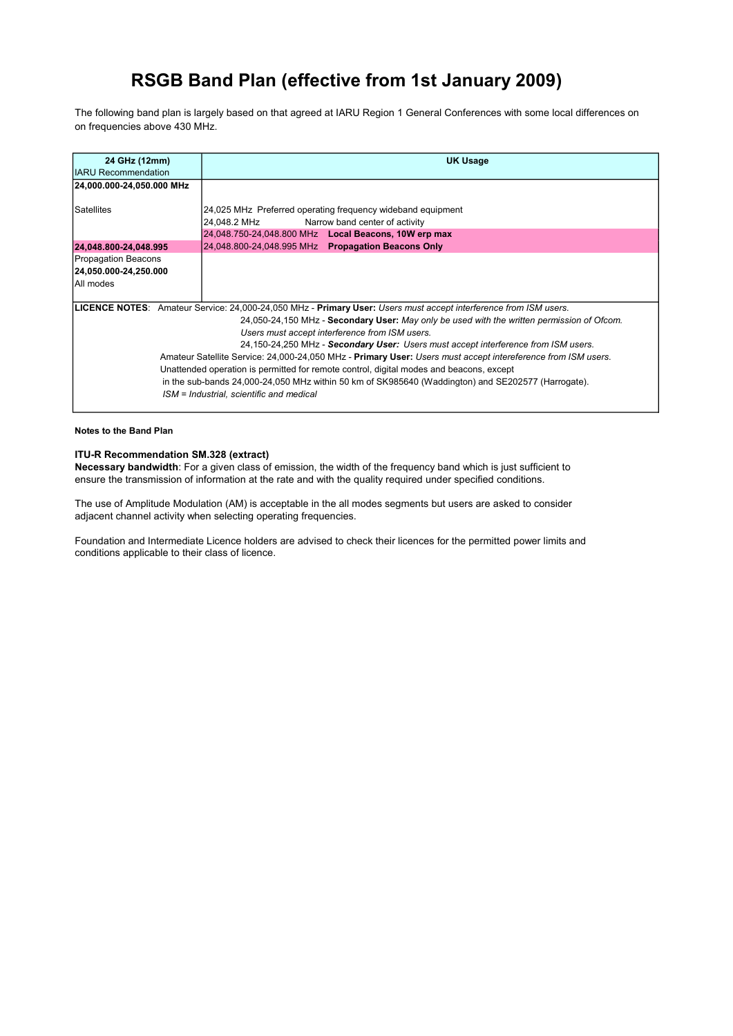# RSGB Band Plan (effective from 1st January 2009)

The following band plan is largely based on that agreed at IARU Region 1 General Conferences with some local differences on on frequencies above 430 MHz.

| **24 GHz (12mm)** IARU Recommendation | **UK Usage** |
| --- | --- |
| **24,000.000-24,050.000 MHz** | |
| Satellites | 24,025 MHz Preferred operating frequency wideband equipment |
| | 24,048.2 MHz Narrow band center of activity |
| | 24,048.750-24,048.800 MHz **Local Beacons, 10W erp max** |
| **24,048.800-24,048.995** | 24,048.800-24,048.995 MHz **Propagation Beacons Only** |
| Propagation Beacons | |
| **24,050.000-24,250.000** | |
| All modes | |

**LICENCE NOTES**: Amateur Service: 24,000-24,050 MHz - **Primary User:** *Users must accept interference from ISM users.*
24,050-24,150 MHz - **Secondary User:** *May only be used with the written permission of Ofcom. Users must accept interference from ISM users.*
24,150-24,250 MHz - ***Secondary User:*** *Users must accept interference from ISM users.*
Amateur Satellite Service: 24,000-24,050 MHz - **Primary User:** *Users must accept intereference from ISM users.*
Unattended operation is permitted for remote control, digital modes and beacons, except in the sub-bands 24,000-24,050 MHz within 50 km of SK985640 (Waddington) and SE202577 (Harrogate).
*ISM = Industrial, scientific and medical*

**Notes to the Band Plan**

**ITU-R Recommendation SM.328 (extract)**
**Necessary bandwidth**: For a given class of emission, the width of the frequency band which is just sufficient to ensure the transmission of information at the rate and with the quality required under specified conditions.

The use of Amplitude Modulation (AM) is acceptable in the all modes segments but users are asked to consider adjacent channel activity when selecting operating frequencies.

Foundation and Intermediate Licence holders are advised to check their licences for the permitted power limits and conditions applicable to their class of licence.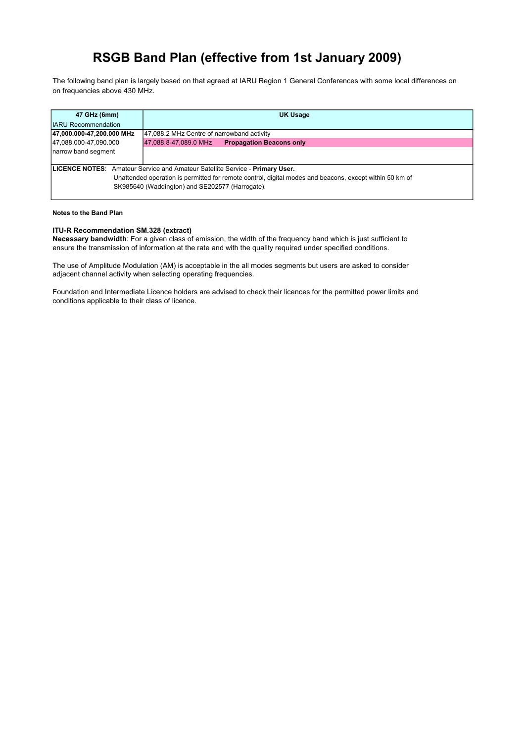# RSGB Band Plan (effective from 1st January 2009)

The following band plan is largely based on that agreed at IARU Region 1 General Conferences with some local differences on on frequencies above 430 MHz.

| **47 GHz (6mm)**<br>IARU Recommendation | **UK Usage** |
|---|---|
| **47,000.000-47,200.000 MHz** | 47,088.2 MHz Centre of narrowband activity |
| 47,088.000-47,090.000<br>narrow band segment | 47,088.8-47,089.0 MHz **Propagation Beacons only** |

**LICENCE NOTES**: Amateur Service and Amateur Satellite Service - **Primary User.**
Unattended operation is permitted for remote control, digital modes and beacons, except within 50 km of SK985640 (Waddington) and SE202577 (Harrogate).

**Notes to the Band Plan**

**ITU-R Recommendation SM.328 (extract)**
**Necessary bandwidth**: For a given class of emission, the width of the frequency band which is just sufficient to ensure the transmission of information at the rate and with the quality required under specified conditions.

The use of Amplitude Modulation (AM) is acceptable in the all modes segments but users are asked to consider adjacent channel activity when selecting operating frequencies.

Foundation and Intermediate Licence holders are advised to check their licences for the permitted power limits and conditions applicable to their class of licence.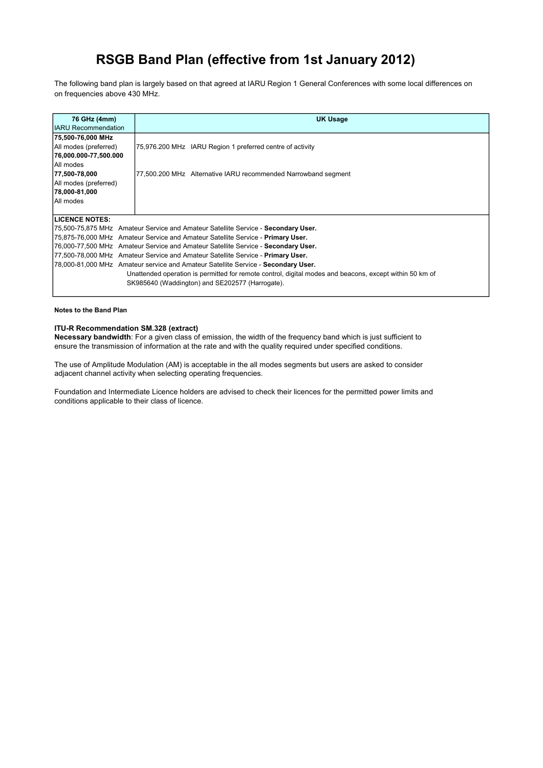# RSGB Band Plan (effective from 1st January 2012)

The following band plan is largely based on that agreed at IARU Region 1 General Conferences with some local differences on on frequencies above 430 MHz.

| **76 GHz (4mm)** IARU Recommendation | **UK Usage** |
|---|---|
| **75,500-76,000 MHz** All modes (preferred) | 75,976.200 MHz IARU Region 1 preferred centre of activity |
| **76,000.000-77,500.000** All modes | |
| **77,500-78,000** All modes (preferred) | 77,500.200 MHz Alternative IARU recommended Narrowband segment |
| **78,000-81,000** All modes | |

**LICENCE NOTES:**

75,500-75,875 MHz Amateur Service and Amateur Satellite Service - **Secondary User.**
75,875-76,000 MHz Amateur Service and Amateur Satellite Service - **Primary User.**
76,000-77,500 MHz Amateur Service and Amateur Satellite Service - **Secondary User.**
77,500-78,000 MHz Amateur Service and Amateur Satellite Service - **Primary User.**
78,000-81,000 MHz Amateur service and Amateur Satellite Service - **Secondary User.**
Unattended operation is permitted for remote control, digital modes and beacons, except within 50 km of SK985640 (Waddington) and SE202577 (Harrogate).

**Notes to the Band Plan**

**ITU-R Recommendation SM.328 (extract)**
**Necessary bandwidth**: For a given class of emission, the width of the frequency band which is just sufficient to ensure the transmission of information at the rate and with the quality required under specified conditions.

The use of Amplitude Modulation (AM) is acceptable in the all modes segments but users are asked to consider adjacent channel activity when selecting operating frequencies.

Foundation and Intermediate Licence holders are advised to check their licences for the permitted power limits and conditions applicable to their class of licence.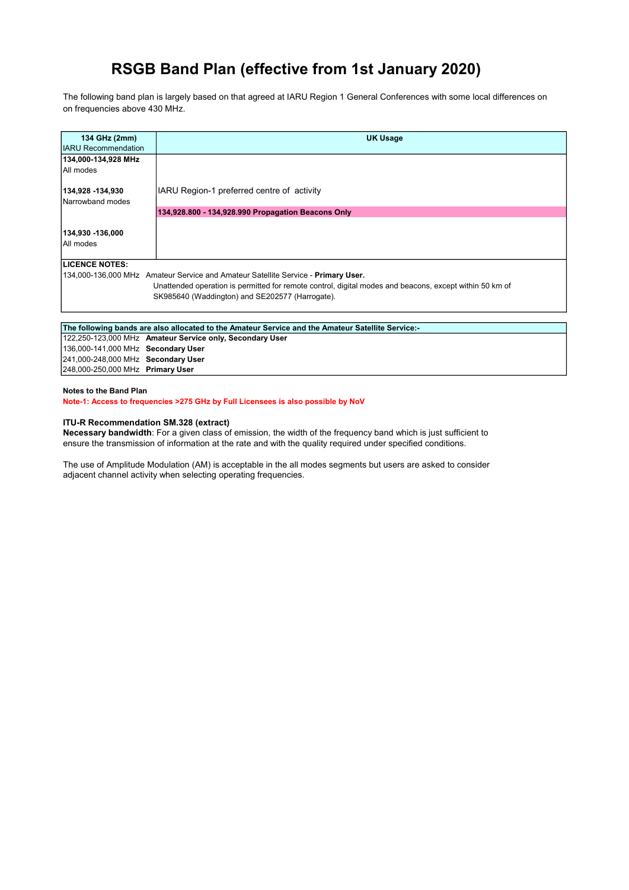# RSGB Band Plan (effective from 1st January 2020)

The following band plan is largely based on that agreed at IARU Region 1 General Conferences with some local differences on on frequencies above 430 MHz.

| **134 GHz (2mm)** IARU Recommendation | **UK Usage** |
|---|---|
| **134,000-134,928 MHz** All modes | |
| **134,928 -134,930** Narrowband modes | IARU Region-1 preferred centre of activity<br>**134,928.800 - 134,928.990 Propagation Beacons Only** |
| **134,930 -136,000** All modes | |

**LICENCE NOTES:**

134,000-136,000 MHz Amateur Service and Amateur Satellite Service - **Primary User.**
Unattended operation is permitted for remote control, digital modes and beacons, except within 50 km of SK985640 (Waddington) and SE202577 (Harrogate).

| **The following bands are also allocated to the Amateur Service and the Amateur Satellite Service:-** | |
|---|---|
| 122,250-123,000 MHz | **Amateur Service only, Secondary User** |
| 136,000-141,000 MHz | **Secondary User** |
| 241,000-248,000 MHz | **Secondary User** |
| 248,000-250,000 MHz | **Primary User** |

**Notes to the Band Plan**

**Note-1: Access to frequencies >275 GHz by Full Licensees is also possible by NoV**

**ITU-R Recommendation SM.328 (extract)**

**Necessary bandwidth**: For a given class of emission, the width of the frequency band which is just sufficient to ensure the transmission of information at the rate and with the quality required under specified conditions.

The use of Amplitude Modulation (AM) is acceptable in the all modes segments but users are asked to consider adjacent channel activity when selecting operating frequencies.